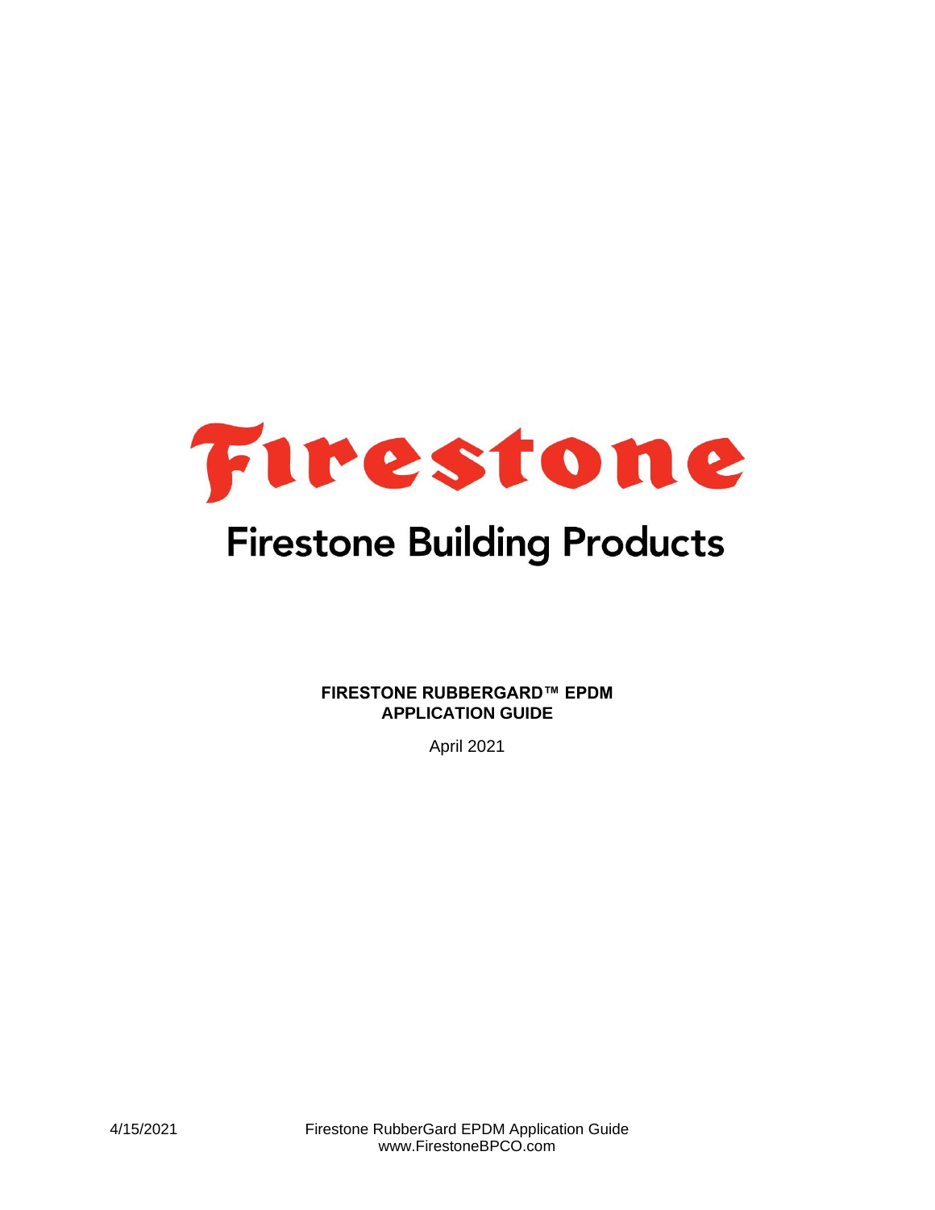Firestone

Firestone Building Products

**FIRESTONE RUBBERGARD™ EPDM**
**APPLICATION GUIDE**

April 2021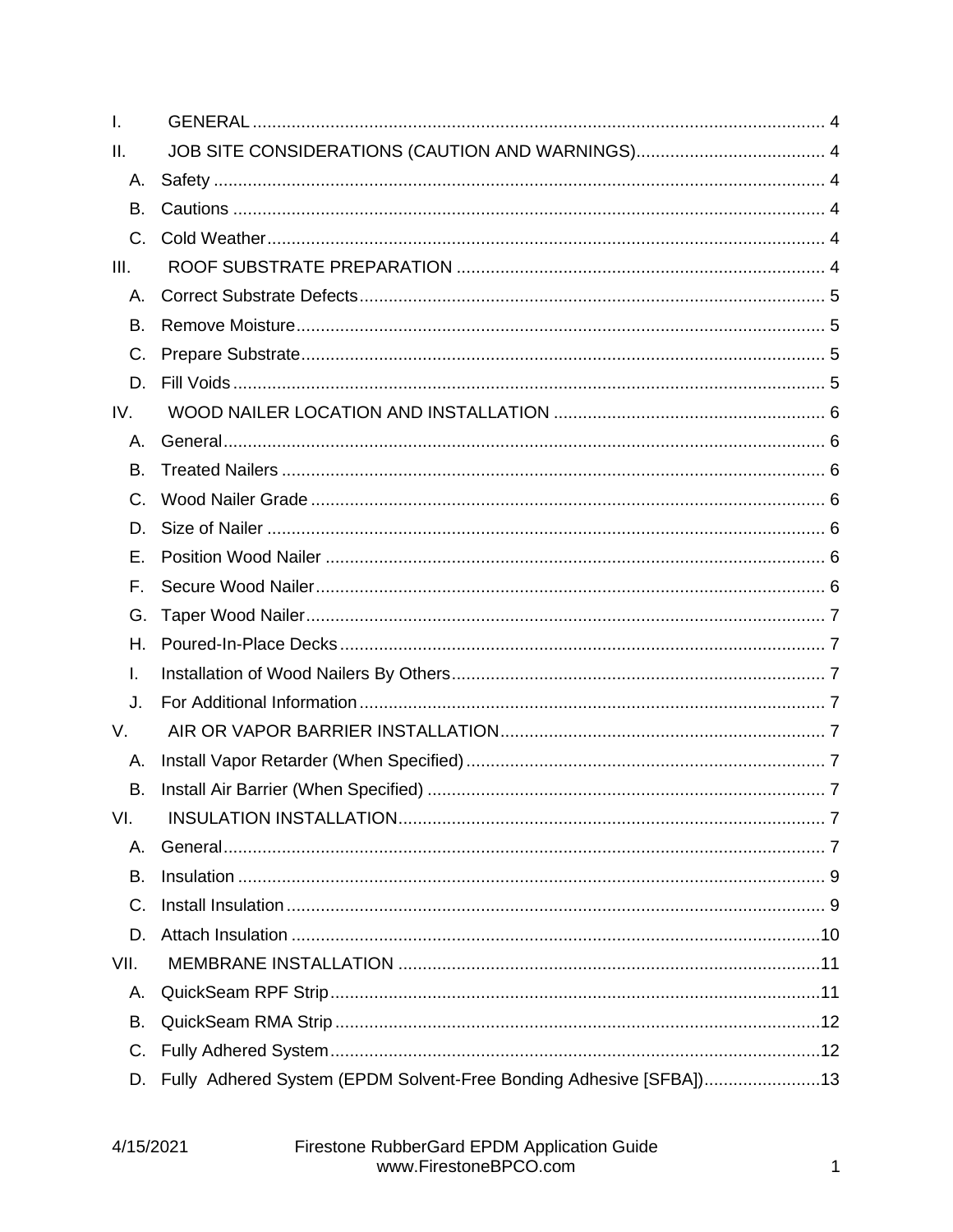I. GENERAL ........................................................................................................ 4

II. JOB SITE CONSIDERATIONS (CAUTION AND WARNINGS)....................................... 4

- A. Safety ........................................................................................................ 4
- B. Cautions ........................................................................................................ 4
- C. Cold Weather ........................................................................................................ 4

III. ROOF SUBSTRATE PREPARATION ........................................................................ 4

- A. Correct Substrate Defects ........................................................................................ 5
- B. Remove Moisture ........................................................................................................ 5
- C. Prepare Substrate ........................................................................................................ 5
- D. Fill Voids ........................................................................................................ 5

IV. WOOD NAILER LOCATION AND INSTALLATION ....................................................... 6

- A. General ........................................................................................................ 6
- B. Treated Nailers ........................................................................................................ 6
- C. Wood Nailer Grade ........................................................................................................ 6
- D. Size of Nailer ........................................................................................................ 6
- E. Position Wood Nailer ........................................................................................................ 6
- F. Secure Wood Nailer ........................................................................................................ 6
- G. Taper Wood Nailer ........................................................................................................ 7
- H. Poured-In-Place Decks ........................................................................................................ 7
- I. Installation of Wood Nailers By Others ........................................................................ 7
- J. For Additional Information ........................................................................................ 7

V. AIR OR VAPOR BARRIER INSTALLATION ................................................................ 7

- A. Install Vapor Retarder (When Specified) ........................................................................ 7
- B. Install Air Barrier (When Specified) ........................................................................ 7

VI. INSULATION INSTALLATION ........................................................................................ 7

- A. General ........................................................................................................ 7
- B. Insulation ........................................................................................................ 9
- C. Install Insulation ........................................................................................................ 9
- D. Attach Insulation ........................................................................................................ 10

VII. MEMBRANE INSTALLATION ........................................................................................ 11

- A. QuickSeam RPF Strip ........................................................................................................ 11
- B. QuickSeam RMA Strip ........................................................................................................ 12
- C. Fully Adhered System ........................................................................................................ 12
- D. Fully Adhered System (EPDM Solvent-Free Bonding Adhesive [SFBA]) ........................ 13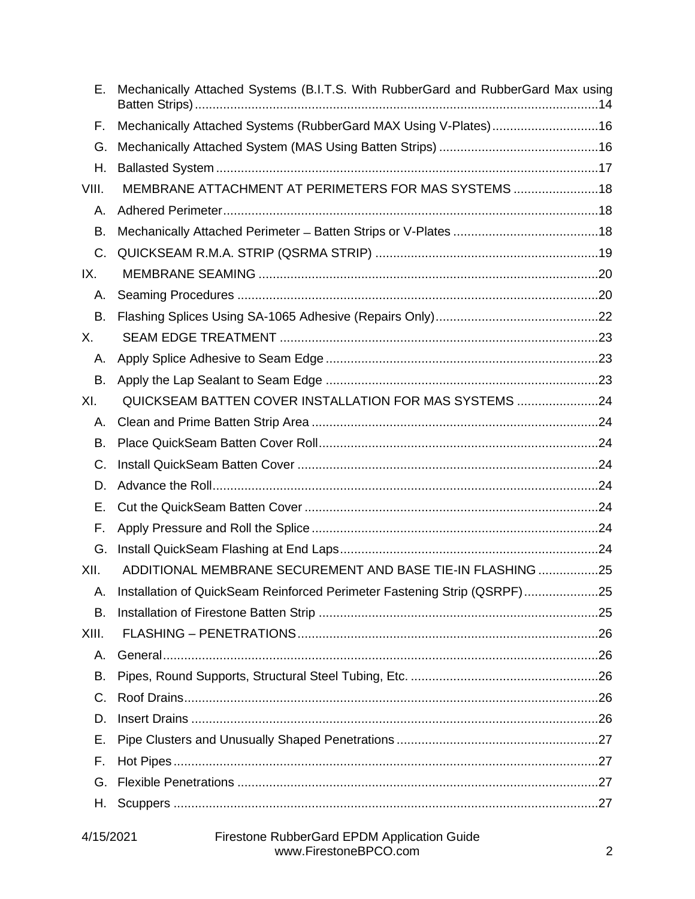E. Mechanically Attached Systems (B.I.T.S. With RubberGard and RubberGard Max using Batten Strips) ... 14

F. Mechanically Attached Systems (RubberGard MAX Using V-Plates) ... 16

G. Mechanically Attached System (MAS Using Batten Strips) ... 16

H. Ballasted System ... 17

VIII. MEMBRANE ATTACHMENT AT PERIMETERS FOR MAS SYSTEMS ... 18

A. Adhered Perimeter ... 18

B. Mechanically Attached Perimeter – Batten Strips or V-Plates ... 18

C. QUICKSEAM R.M.A. STRIP (QSRMA STRIP) ... 19

IX. MEMBRANE SEAMING ... 20

A. Seaming Procedures ... 20

B. Flashing Splices Using SA-1065 Adhesive (Repairs Only) ... 22

X. SEAM EDGE TREATMENT ... 23

A. Apply Splice Adhesive to Seam Edge ... 23

B. Apply the Lap Sealant to Seam Edge ... 23

XI. QUICKSEAM BATTEN COVER INSTALLATION FOR MAS SYSTEMS ... 24

A. Clean and Prime Batten Strip Area ... 24

B. Place QuickSeam Batten Cover Roll ... 24

C. Install QuickSeam Batten Cover ... 24

D. Advance the Roll ... 24

E. Cut the QuickSeam Batten Cover ... 24

F. Apply Pressure and Roll the Splice ... 24

G. Install QuickSeam Flashing at End Laps ... 24

XII. ADDITIONAL MEMBRANE SECUREMENT AND BASE TIE-IN FLASHING ... 25

A. Installation of QuickSeam Reinforced Perimeter Fastening Strip (QSRPF) ... 25

B. Installation of Firestone Batten Strip ... 25

XIII. FLASHING – PENETRATIONS ... 26

A. General ... 26

B. Pipes, Round Supports, Structural Steel Tubing, Etc. ... 26

C. Roof Drains ... 26

D. Insert Drains ... 26

E. Pipe Clusters and Unusually Shaped Penetrations ... 27

F. Hot Pipes ... 27

G. Flexible Penetrations ... 27

H. Scuppers ... 27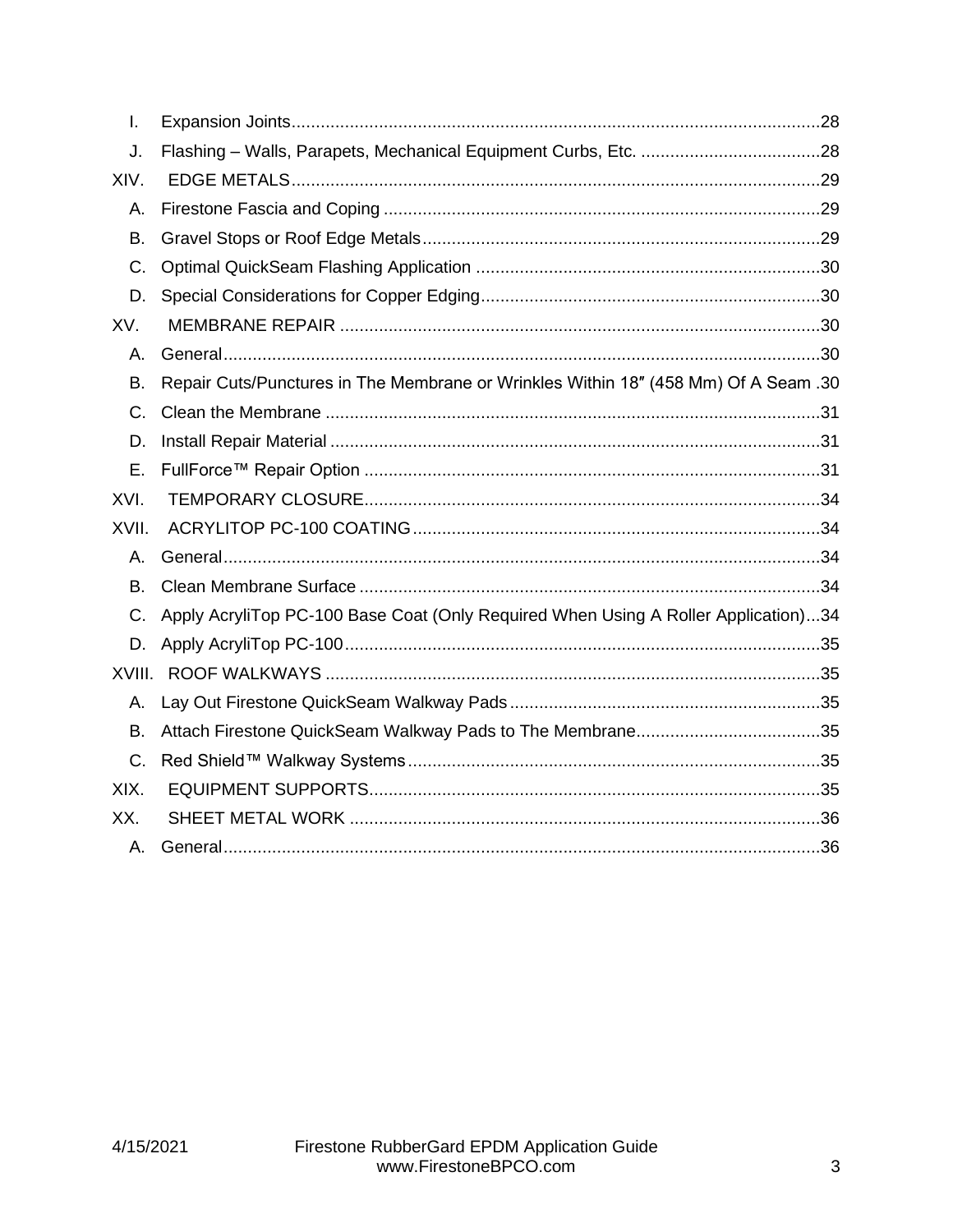I. Expansion Joints............................................................................................................28

J. Flashing – Walls, Parapets, Mechanical Equipment Curbs, Etc. .....................................28

XIV. EDGE METALS............................................................................................................29

A. Firestone Fascia and Coping .........................................................................................29

B. Gravel Stops or Roof Edge Metals.................................................................................29

C. Optimal QuickSeam Flashing Application ......................................................................30

D. Special Considerations for Copper Edging.....................................................................30

XV. MEMBRANE REPAIR ..................................................................................................30

A. General..........................................................................................................................30

B. Repair Cuts/Punctures in The Membrane or Wrinkles Within 18″ (458 Mm) Of A Seam .30

C. Clean the Membrane .....................................................................................................31

D. Install Repair Material ....................................................................................................31

E. FullForce™ Repair Option .............................................................................................31

XVI. TEMPORARY CLOSURE.............................................................................................34

XVII. ACRYLITOP PC-100 COATING...................................................................................34

A. General..........................................................................................................................34

B. Clean Membrane Surface ..............................................................................................34

C. Apply AcryliTop PC-100 Base Coat (Only Required When Using A Roller Application)...34

D. Apply AcryliTop PC-100.................................................................................................35

XVIII. ROOF WALKWAYS .....................................................................................................35

A. Lay Out Firestone QuickSeam Walkway Pads...............................................................35

B. Attach Firestone QuickSeam Walkway Pads to The Membrane......................................35

C. Red Shield™ Walkway Systems....................................................................................35

XIX. EQUIPMENT SUPPORTS............................................................................................35

XX. SHEET METAL WORK ................................................................................................36

A. General..........................................................................................................................36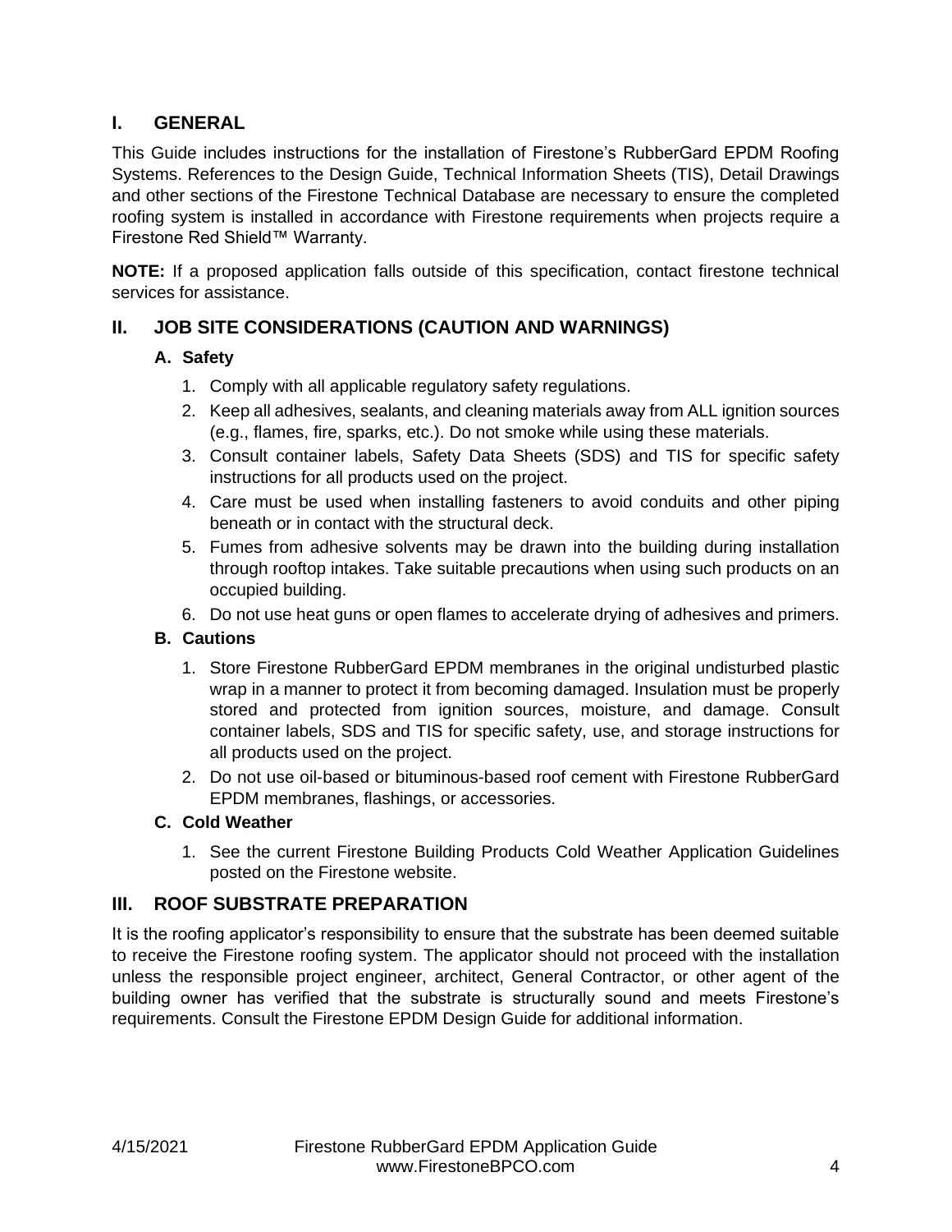## I. GENERAL

This Guide includes instructions for the installation of Firestone's RubberGard EPDM Roofing Systems. References to the Design Guide, Technical Information Sheets (TIS), Detail Drawings and other sections of the Firestone Technical Database are necessary to ensure the completed roofing system is installed in accordance with Firestone requirements when projects require a Firestone Red Shield™ Warranty.

**NOTE:** If a proposed application falls outside of this specification, contact firestone technical services for assistance.

## II. JOB SITE CONSIDERATIONS (CAUTION AND WARNINGS)

### A. Safety

1. Comply with all applicable regulatory safety regulations.
2. Keep all adhesives, sealants, and cleaning materials away from ALL ignition sources (e.g., flames, fire, sparks, etc.). Do not smoke while using these materials.
3. Consult container labels, Safety Data Sheets (SDS) and TIS for specific safety instructions for all products used on the project.
4. Care must be used when installing fasteners to avoid conduits and other piping beneath or in contact with the structural deck.
5. Fumes from adhesive solvents may be drawn into the building during installation through rooftop intakes. Take suitable precautions when using such products on an occupied building.
6. Do not use heat guns or open flames to accelerate drying of adhesives and primers.

### B. Cautions

1. Store Firestone RubberGard EPDM membranes in the original undisturbed plastic wrap in a manner to protect it from becoming damaged. Insulation must be properly stored and protected from ignition sources, moisture, and damage. Consult container labels, SDS and TIS for specific safety, use, and storage instructions for all products used on the project.
2. Do not use oil-based or bituminous-based roof cement with Firestone RubberGard EPDM membranes, flashings, or accessories.

### C. Cold Weather

1. See the current Firestone Building Products Cold Weather Application Guidelines posted on the Firestone website.

## III. ROOF SUBSTRATE PREPARATION

It is the roofing applicator's responsibility to ensure that the substrate has been deemed suitable to receive the Firestone roofing system. The applicator should not proceed with the installation unless the responsible project engineer, architect, General Contractor, or other agent of the building owner has verified that the substrate is structurally sound and meets Firestone's requirements. Consult the Firestone EPDM Design Guide for additional information.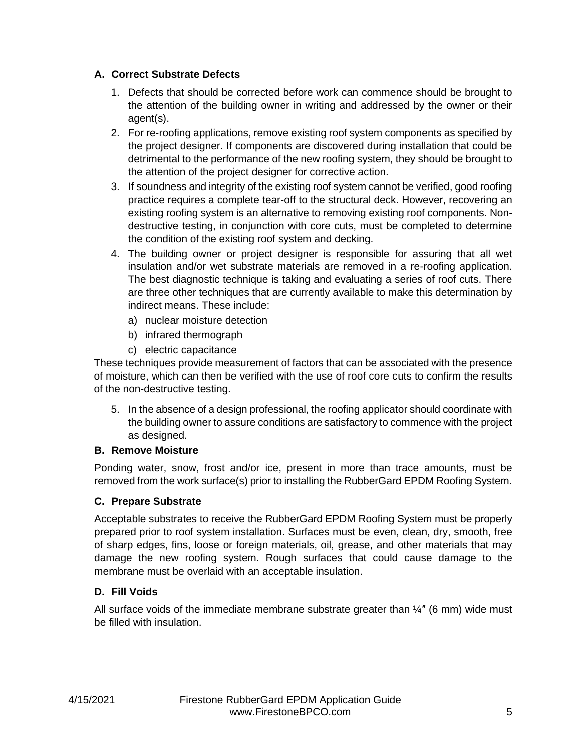### A. Correct Substrate Defects

1. Defects that should be corrected before work can commence should be brought to the attention of the building owner in writing and addressed by the owner or their agent(s).
2. For re-roofing applications, remove existing roof system components as specified by the project designer. If components are discovered during installation that could be detrimental to the performance of the new roofing system, they should be brought to the attention of the project designer for corrective action.
3. If soundness and integrity of the existing roof system cannot be verified, good roofing practice requires a complete tear-off to the structural deck. However, recovering an existing roofing system is an alternative to removing existing roof components. Non-destructive testing, in conjunction with core cuts, must be completed to determine the condition of the existing roof system and decking.
4. The building owner or project designer is responsible for assuring that all wet insulation and/or wet substrate materials are removed in a re-roofing application. The best diagnostic technique is taking and evaluating a series of roof cuts. There are three other techniques that are currently available to make this determination by indirect means. These include:
   a) nuclear moisture detection
   b) infrared thermograph
   c) electric capacitance

These techniques provide measurement of factors that can be associated with the presence of moisture, which can then be verified with the use of roof core cuts to confirm the results of the non-destructive testing.

5. In the absence of a design professional, the roofing applicator should coordinate with the building owner to assure conditions are satisfactory to commence with the project as designed.

### B. Remove Moisture

Ponding water, snow, frost and/or ice, present in more than trace amounts, must be removed from the work surface(s) prior to installing the RubberGard EPDM Roofing System.

### C. Prepare Substrate

Acceptable substrates to receive the RubberGard EPDM Roofing System must be properly prepared prior to roof system installation. Surfaces must be even, clean, dry, smooth, free of sharp edges, fins, loose or foreign materials, oil, grease, and other materials that may damage the new roofing system. Rough surfaces that could cause damage to the membrane must be overlaid with an acceptable insulation.

### D. Fill Voids

All surface voids of the immediate membrane substrate greater than ¼″ (6 mm) wide must be filled with insulation.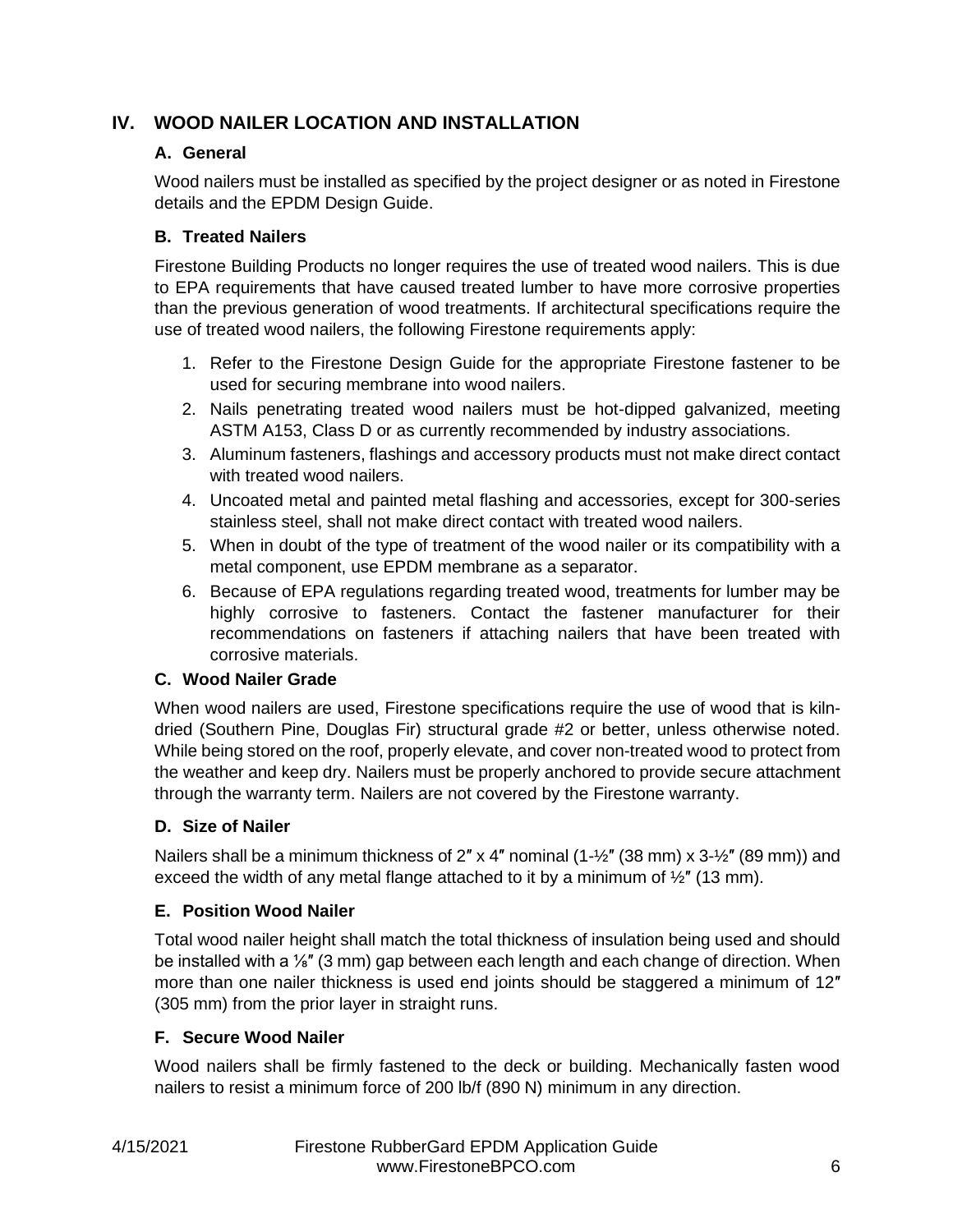## IV. WOOD NAILER LOCATION AND INSTALLATION

### A. General

Wood nailers must be installed as specified by the project designer or as noted in Firestone details and the EPDM Design Guide.

### B. Treated Nailers

Firestone Building Products no longer requires the use of treated wood nailers. This is due to EPA requirements that have caused treated lumber to have more corrosive properties than the previous generation of wood treatments. If architectural specifications require the use of treated wood nailers, the following Firestone requirements apply:

1. Refer to the Firestone Design Guide for the appropriate Firestone fastener to be used for securing membrane into wood nailers.
2. Nails penetrating treated wood nailers must be hot-dipped galvanized, meeting ASTM A153, Class D or as currently recommended by industry associations.
3. Aluminum fasteners, flashings and accessory products must not make direct contact with treated wood nailers.
4. Uncoated metal and painted metal flashing and accessories, except for 300-series stainless steel, shall not make direct contact with treated wood nailers.
5. When in doubt of the type of treatment of the wood nailer or its compatibility with a metal component, use EPDM membrane as a separator.
6. Because of EPA regulations regarding treated wood, treatments for lumber may be highly corrosive to fasteners. Contact the fastener manufacturer for their recommendations on fasteners if attaching nailers that have been treated with corrosive materials.

### C. Wood Nailer Grade

When wood nailers are used, Firestone specifications require the use of wood that is kiln-dried (Southern Pine, Douglas Fir) structural grade #2 or better, unless otherwise noted. While being stored on the roof, properly elevate, and cover non-treated wood to protect from the weather and keep dry. Nailers must be properly anchored to provide secure attachment through the warranty term. Nailers are not covered by the Firestone warranty.

### D. Size of Nailer

Nailers shall be a minimum thickness of 2″ x 4″ nominal (1-½″ (38 mm) x 3-½″ (89 mm)) and exceed the width of any metal flange attached to it by a minimum of ½″ (13 mm).

### E. Position Wood Nailer

Total wood nailer height shall match the total thickness of insulation being used and should be installed with a ⅛″ (3 mm) gap between each length and each change of direction. When more than one nailer thickness is used end joints should be staggered a minimum of 12″ (305 mm) from the prior layer in straight runs.

### F. Secure Wood Nailer

Wood nailers shall be firmly fastened to the deck or building. Mechanically fasten wood nailers to resist a minimum force of 200 lb/f (890 N) minimum in any direction.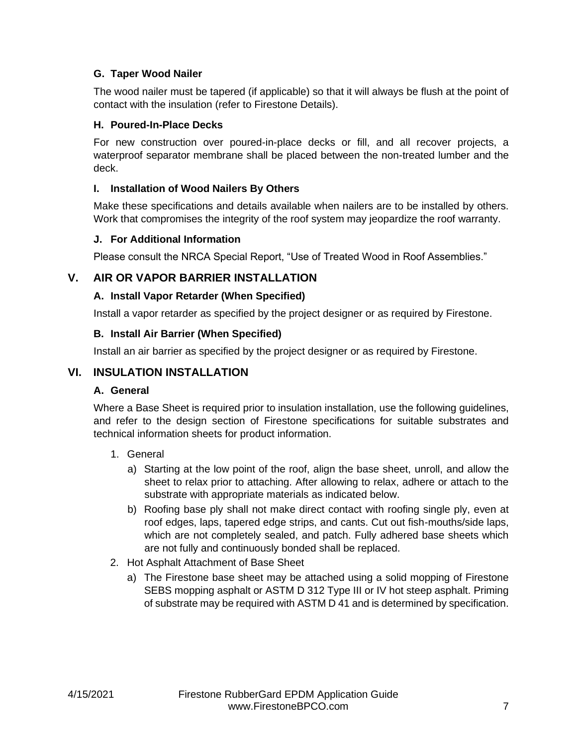### G. Taper Wood Nailer

The wood nailer must be tapered (if applicable) so that it will always be flush at the point of contact with the insulation (refer to Firestone Details).

### H. Poured-In-Place Decks

For new construction over poured-in-place decks or fill, and all recover projects, a waterproof separator membrane shall be placed between the non-treated lumber and the deck.

### I. Installation of Wood Nailers By Others

Make these specifications and details available when nailers are to be installed by others. Work that compromises the integrity of the roof system may jeopardize the roof warranty.

### J. For Additional Information

Please consult the NRCA Special Report, "Use of Treated Wood in Roof Assemblies."

## V. AIR OR VAPOR BARRIER INSTALLATION

### A. Install Vapor Retarder (When Specified)

Install a vapor retarder as specified by the project designer or as required by Firestone.

### B. Install Air Barrier (When Specified)

Install an air barrier as specified by the project designer or as required by Firestone.

## VI. INSULATION INSTALLATION

### A. General

Where a Base Sheet is required prior to insulation installation, use the following guidelines, and refer to the design section of Firestone specifications for suitable substrates and technical information sheets for product information.

1. General
   a) Starting at the low point of the roof, align the base sheet, unroll, and allow the sheet to relax prior to attaching. After allowing to relax, adhere or attach to the substrate with appropriate materials as indicated below.
   b) Roofing base ply shall not make direct contact with roofing single ply, even at roof edges, laps, tapered edge strips, and cants. Cut out fish-mouths/side laps, which are not completely sealed, and patch. Fully adhered base sheets which are not fully and continuously bonded shall be replaced.
2. Hot Asphalt Attachment of Base Sheet
   a) The Firestone base sheet may be attached using a solid mopping of Firestone SEBS mopping asphalt or ASTM D 312 Type III or IV hot steep asphalt. Priming of substrate may be required with ASTM D 41 and is determined by specification.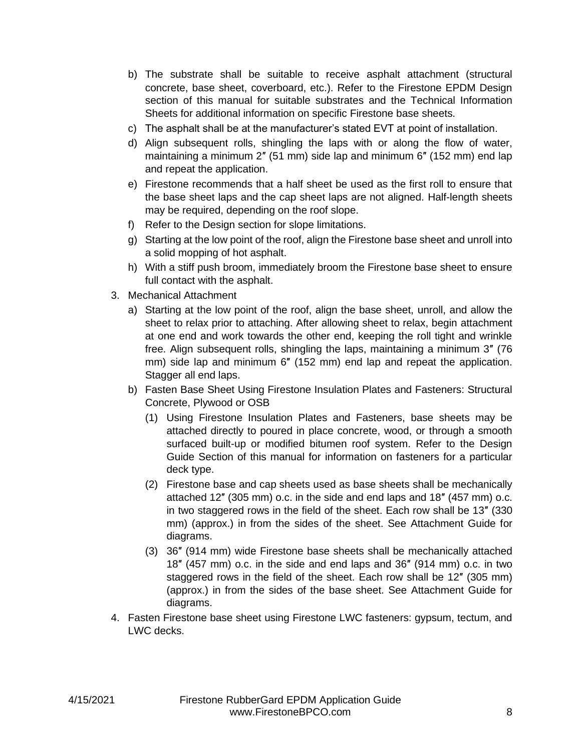b) The substrate shall be suitable to receive asphalt attachment (structural concrete, base sheet, coverboard, etc.). Refer to the Firestone EPDM Design section of this manual for suitable substrates and the Technical Information Sheets for additional information on specific Firestone base sheets.
c) The asphalt shall be at the manufacturer's stated EVT at point of installation.
d) Align subsequent rolls, shingling the laps with or along the flow of water, maintaining a minimum 2″ (51 mm) side lap and minimum 6″ (152 mm) end lap and repeat the application.
e) Firestone recommends that a half sheet be used as the first roll to ensure that the base sheet laps and the cap sheet laps are not aligned. Half-length sheets may be required, depending on the roof slope.
f) Refer to the Design section for slope limitations.
g) Starting at the low point of the roof, align the Firestone base sheet and unroll into a solid mopping of hot asphalt.
h) With a stiff push broom, immediately broom the Firestone base sheet to ensure full contact with the asphalt.

3. Mechanical Attachment
   a) Starting at the low point of the roof, align the base sheet, unroll, and allow the sheet to relax prior to attaching. After allowing sheet to relax, begin attachment at one end and work towards the other end, keeping the roll tight and wrinkle free. Align subsequent rolls, shingling the laps, maintaining a minimum 3″ (76 mm) side lap and minimum 6″ (152 mm) end lap and repeat the application. Stagger all end laps.
   b) Fasten Base Sheet Using Firestone Insulation Plates and Fasteners: Structural Concrete, Plywood or OSB
      (1) Using Firestone Insulation Plates and Fasteners, base sheets may be attached directly to poured in place concrete, wood, or through a smooth surfaced built-up or modified bitumen roof system. Refer to the Design Guide Section of this manual for information on fasteners for a particular deck type.
      (2) Firestone base and cap sheets used as base sheets shall be mechanically attached 12″ (305 mm) o.c. in the side and end laps and 18″ (457 mm) o.c. in two staggered rows in the field of the sheet. Each row shall be 13″ (330 mm) (approx.) in from the sides of the sheet. See Attachment Guide for diagrams.
      (3) 36″ (914 mm) wide Firestone base sheets shall be mechanically attached 18″ (457 mm) o.c. in the side and end laps and 36″ (914 mm) o.c. in two staggered rows in the field of the sheet. Each row shall be 12″ (305 mm) (approx.) in from the sides of the base sheet. See Attachment Guide for diagrams.

4. Fasten Firestone base sheet using Firestone LWC fasteners: gypsum, tectum, and LWC decks.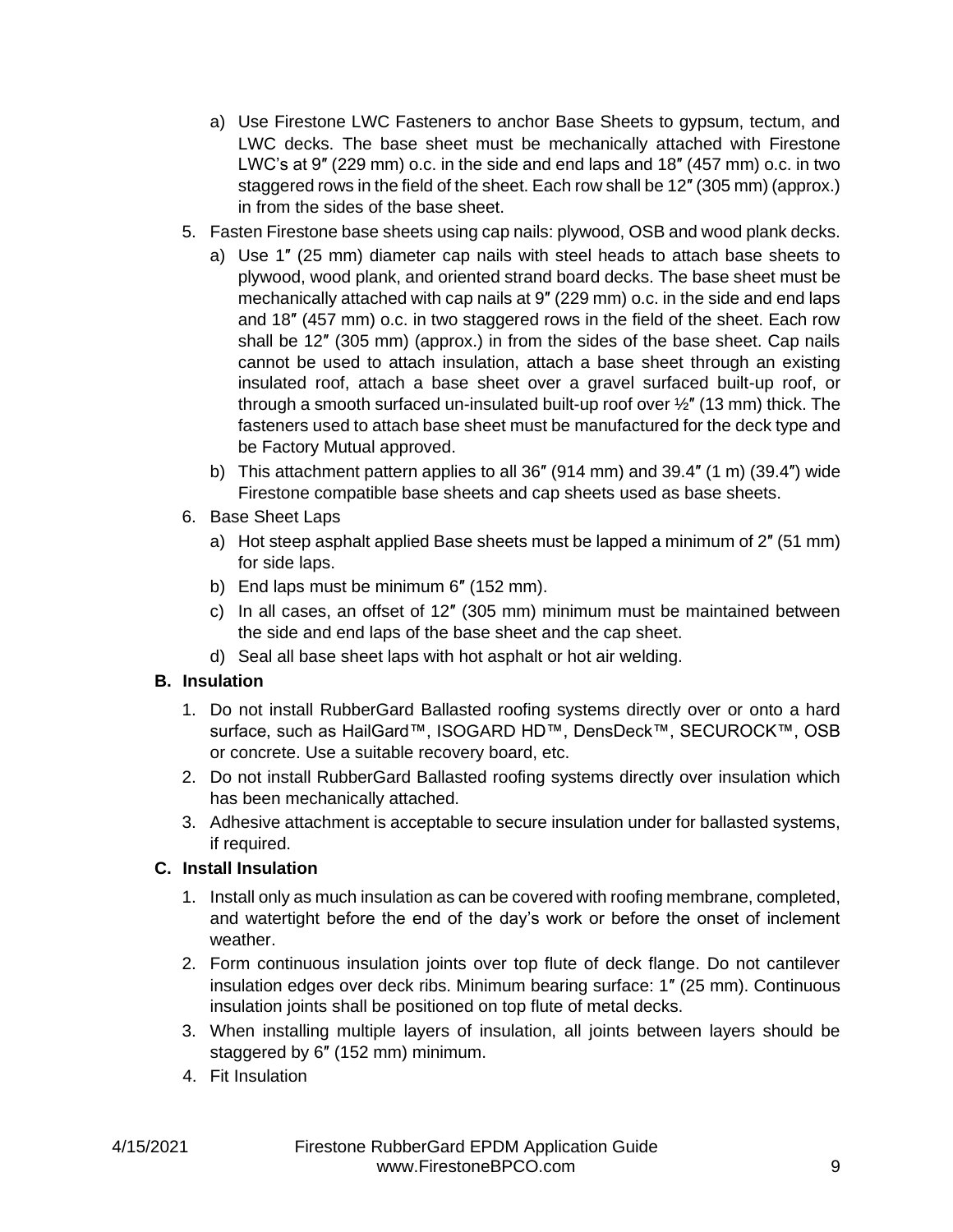a) Use Firestone LWC Fasteners to anchor Base Sheets to gypsum, tectum, and LWC decks. The base sheet must be mechanically attached with Firestone LWC's at 9″ (229 mm) o.c. in the side and end laps and 18″ (457 mm) o.c. in two staggered rows in the field of the sheet. Each row shall be 12″ (305 mm) (approx.) in from the sides of the base sheet.

5. Fasten Firestone base sheets using cap nails: plywood, OSB and wood plank decks.
   a) Use 1″ (25 mm) diameter cap nails with steel heads to attach base sheets to plywood, wood plank, and oriented strand board decks. The base sheet must be mechanically attached with cap nails at 9″ (229 mm) o.c. in the side and end laps and 18″ (457 mm) o.c. in two staggered rows in the field of the sheet. Each row shall be 12″ (305 mm) (approx.) in from the sides of the base sheet. Cap nails cannot be used to attach insulation, attach a base sheet through an existing insulated roof, attach a base sheet over a gravel surfaced built-up roof, or through a smooth surfaced un-insulated built-up roof over ½″ (13 mm) thick. The fasteners used to attach base sheet must be manufactured for the deck type and be Factory Mutual approved.
   b) This attachment pattern applies to all 36″ (914 mm) and 39.4″ (1 m) (39.4″) wide Firestone compatible base sheets and cap sheets used as base sheets.
6. Base Sheet Laps
   a) Hot steep asphalt applied Base sheets must be lapped a minimum of 2″ (51 mm) for side laps.
   b) End laps must be minimum 6″ (152 mm).
   c) In all cases, an offset of 12″ (305 mm) minimum must be maintained between the side and end laps of the base sheet and the cap sheet.
   d) Seal all base sheet laps with hot asphalt or hot air welding.

**B. Insulation**

1. Do not install RubberGard Ballasted roofing systems directly over or onto a hard surface, such as HailGard™, ISOGARD HD™, DensDeck™, SECUROCK™, OSB or concrete. Use a suitable recovery board, etc.
2. Do not install RubberGard Ballasted roofing systems directly over insulation which has been mechanically attached.
3. Adhesive attachment is acceptable to secure insulation under for ballasted systems, if required.

**C. Install Insulation**

1. Install only as much insulation as can be covered with roofing membrane, completed, and watertight before the end of the day's work or before the onset of inclement weather.
2. Form continuous insulation joints over top flute of deck flange. Do not cantilever insulation edges over deck ribs. Minimum bearing surface: 1″ (25 mm). Continuous insulation joints shall be positioned on top flute of metal decks.
3. When installing multiple layers of insulation, all joints between layers should be staggered by 6″ (152 mm) minimum.
4. Fit Insulation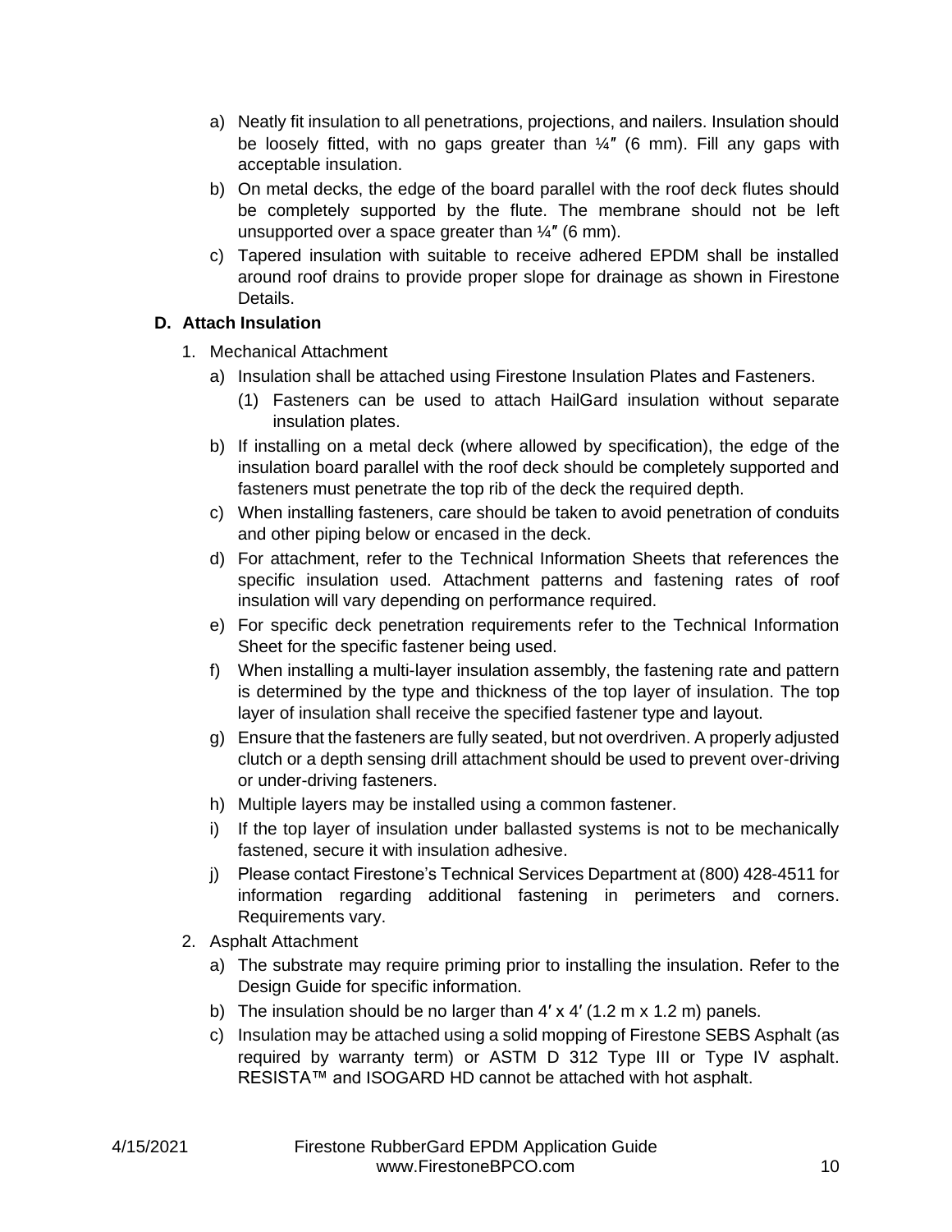a) Neatly fit insulation to all penetrations, projections, and nailers. Insulation should be loosely fitted, with no gaps greater than ¼″ (6 mm). Fill any gaps with acceptable insulation.

b) On metal decks, the edge of the board parallel with the roof deck flutes should be completely supported by the flute. The membrane should not be left unsupported over a space greater than ¼″ (6 mm).

c) Tapered insulation with suitable to receive adhered EPDM shall be installed around roof drains to provide proper slope for drainage as shown in Firestone Details.

### D. Attach Insulation

1. Mechanical Attachment

   a) Insulation shall be attached using Firestone Insulation Plates and Fasteners.

      (1) Fasteners can be used to attach HailGard insulation without separate insulation plates.

   b) If installing on a metal deck (where allowed by specification), the edge of the insulation board parallel with the roof deck should be completely supported and fasteners must penetrate the top rib of the deck the required depth.

   c) When installing fasteners, care should be taken to avoid penetration of conduits and other piping below or encased in the deck.

   d) For attachment, refer to the Technical Information Sheets that references the specific insulation used. Attachment patterns and fastening rates of roof insulation will vary depending on performance required.

   e) For specific deck penetration requirements refer to the Technical Information Sheet for the specific fastener being used.

   f) When installing a multi-layer insulation assembly, the fastening rate and pattern is determined by the type and thickness of the top layer of insulation. The top layer of insulation shall receive the specified fastener type and layout.

   g) Ensure that the fasteners are fully seated, but not overdriven. A properly adjusted clutch or a depth sensing drill attachment should be used to prevent over-driving or under-driving fasteners.

   h) Multiple layers may be installed using a common fastener.

   i) If the top layer of insulation under ballasted systems is not to be mechanically fastened, secure it with insulation adhesive.

   j) Please contact Firestone's Technical Services Department at (800) 428-4511 for information regarding additional fastening in perimeters and corners. Requirements vary.

2. Asphalt Attachment

   a) The substrate may require priming prior to installing the insulation. Refer to the Design Guide for specific information.

   b) The insulation should be no larger than 4′ x 4′ (1.2 m x 1.2 m) panels.

   c) Insulation may be attached using a solid mopping of Firestone SEBS Asphalt (as required by warranty term) or ASTM D 312 Type III or Type IV asphalt. RESISTA™ and ISOGARD HD cannot be attached with hot asphalt.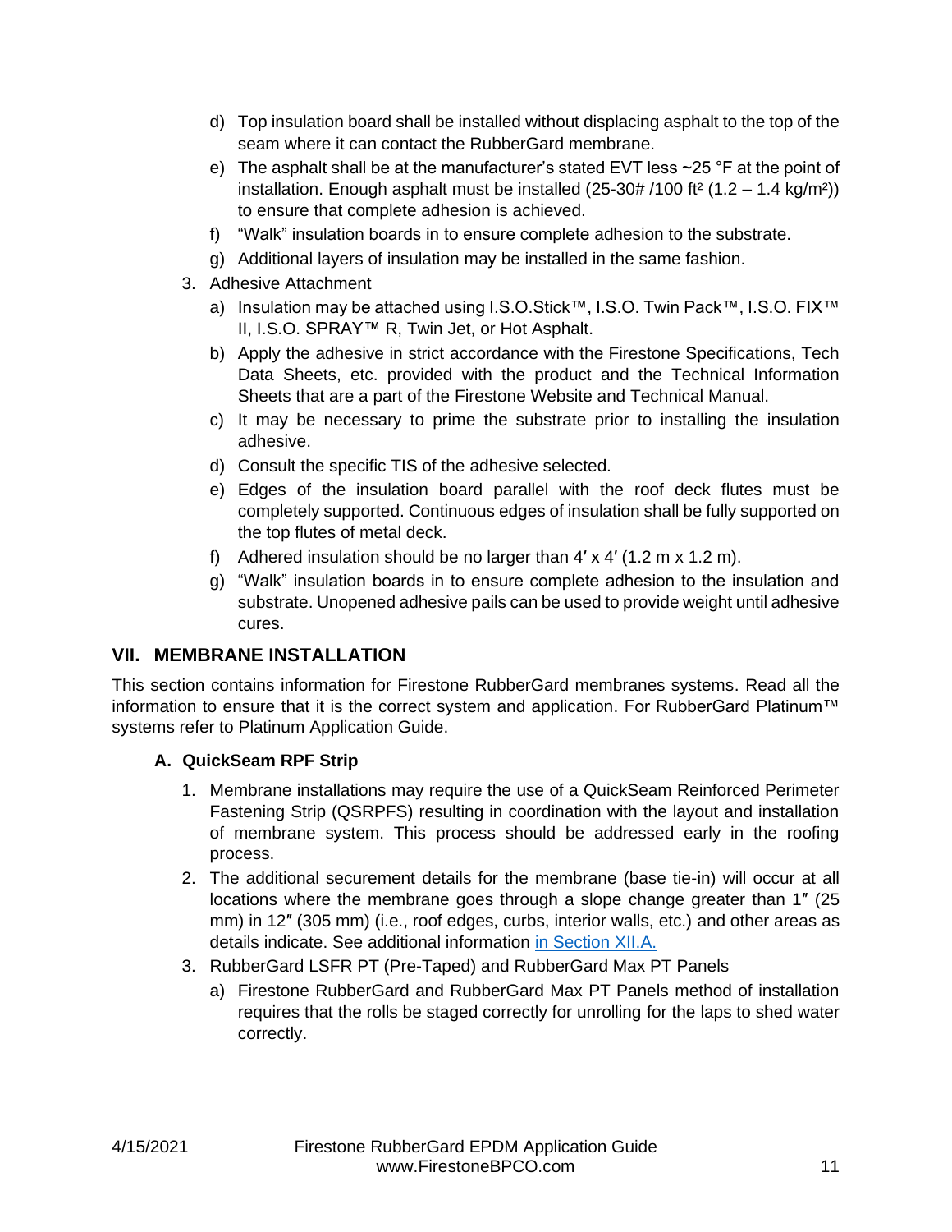d) Top insulation board shall be installed without displacing asphalt to the top of the seam where it can contact the RubberGard membrane.

e) The asphalt shall be at the manufacturer's stated EVT less ~25 °F at the point of installation. Enough asphalt must be installed (25-30# /100 ft² (1.2 – 1.4 kg/m²)) to ensure that complete adhesion is achieved.

f) "Walk" insulation boards in to ensure complete adhesion to the substrate.

g) Additional layers of insulation may be installed in the same fashion.

3. Adhesive Attachment

   a) Insulation may be attached using I.S.O.Stick™, I.S.O. Twin Pack™, I.S.O. FIX™ II, I.S.O. SPRAY™ R, Twin Jet, or Hot Asphalt.

   b) Apply the adhesive in strict accordance with the Firestone Specifications, Tech Data Sheets, etc. provided with the product and the Technical Information Sheets that are a part of the Firestone Website and Technical Manual.

   c) It may be necessary to prime the substrate prior to installing the insulation adhesive.

   d) Consult the specific TIS of the adhesive selected.

   e) Edges of the insulation board parallel with the roof deck flutes must be completely supported. Continuous edges of insulation shall be fully supported on the top flutes of metal deck.

   f) Adhered insulation should be no larger than 4′ x 4′ (1.2 m x 1.2 m).

   g) "Walk" insulation boards in to ensure complete adhesion to the insulation and substrate. Unopened adhesive pails can be used to provide weight until adhesive cures.

## VII. MEMBRANE INSTALLATION

This section contains information for Firestone RubberGard membranes systems. Read all the information to ensure that it is the correct system and application. For RubberGard Platinum™ systems refer to Platinum Application Guide.

### A. QuickSeam RPF Strip

1. Membrane installations may require the use of a QuickSeam Reinforced Perimeter Fastening Strip (QSRPFS) resulting in coordination with the layout and installation of membrane system. This process should be addressed early in the roofing process.

2. The additional securement details for the membrane (base tie-in) will occur at all locations where the membrane goes through a slope change greater than 1″ (25 mm) in 12″ (305 mm) (i.e., roof edges, curbs, interior walls, etc.) and other areas as details indicate. See additional information in Section XII.A.

3. RubberGard LSFR PT (Pre-Taped) and RubberGard Max PT Panels

   a) Firestone RubberGard and RubberGard Max PT Panels method of installation requires that the rolls be staged correctly for unrolling for the laps to shed water correctly.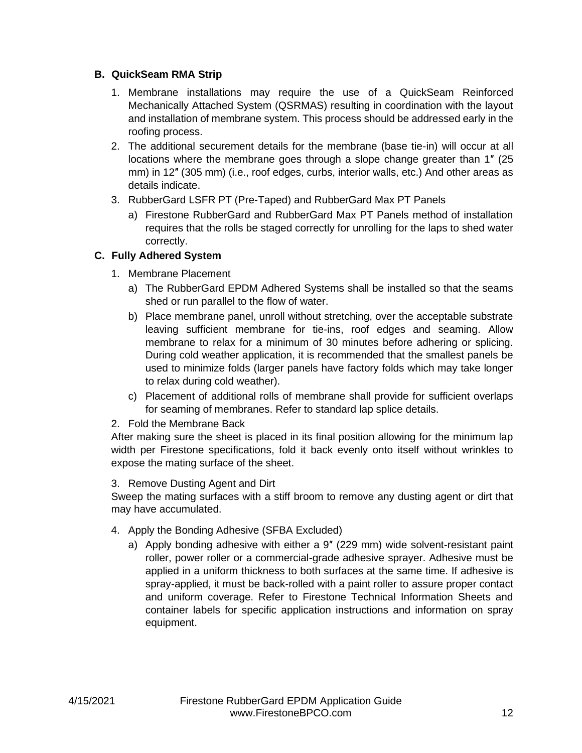### B. QuickSeam RMA Strip

1. Membrane installations may require the use of a QuickSeam Reinforced Mechanically Attached System (QSRMAS) resulting in coordination with the layout and installation of membrane system. This process should be addressed early in the roofing process.
2. The additional securement details for the membrane (base tie-in) will occur at all locations where the membrane goes through a slope change greater than 1″ (25 mm) in 12″ (305 mm) (i.e., roof edges, curbs, interior walls, etc.) And other areas as details indicate.
3. RubberGard LSFR PT (Pre-Taped) and RubberGard Max PT Panels
   a) Firestone RubberGard and RubberGard Max PT Panels method of installation requires that the rolls be staged correctly for unrolling for the laps to shed water correctly.

### C. Fully Adhered System

1. Membrane Placement
   a) The RubberGard EPDM Adhered Systems shall be installed so that the seams shed or run parallel to the flow of water.
   b) Place membrane panel, unroll without stretching, over the acceptable substrate leaving sufficient membrane for tie-ins, roof edges and seaming. Allow membrane to relax for a minimum of 30 minutes before adhering or splicing. During cold weather application, it is recommended that the smallest panels be used to minimize folds (larger panels have factory folds which may take longer to relax during cold weather).
   c) Placement of additional rolls of membrane shall provide for sufficient overlaps for seaming of membranes. Refer to standard lap splice details.
2. Fold the Membrane Back

   After making sure the sheet is placed in its final position allowing for the minimum lap width per Firestone specifications, fold it back evenly onto itself without wrinkles to expose the mating surface of the sheet.

3. Remove Dusting Agent and Dirt

   Sweep the mating surfaces with a stiff broom to remove any dusting agent or dirt that may have accumulated.

4. Apply the Bonding Adhesive (SFBA Excluded)
   a) Apply bonding adhesive with either a 9″ (229 mm) wide solvent-resistant paint roller, power roller or a commercial-grade adhesive sprayer. Adhesive must be applied in a uniform thickness to both surfaces at the same time. If adhesive is spray-applied, it must be back-rolled with a paint roller to assure proper contact and uniform coverage. Refer to Firestone Technical Information Sheets and container labels for specific application instructions and information on spray equipment.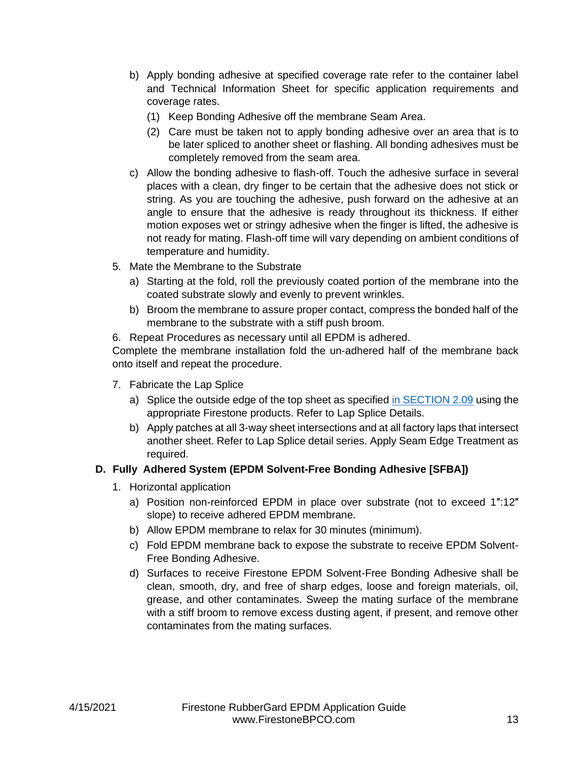- b) Apply bonding adhesive at specified coverage rate refer to the container label and Technical Information Sheet for specific application requirements and coverage rates.
   - (1) Keep Bonding Adhesive off the membrane Seam Area.
   - (2) Care must be taken not to apply bonding adhesive over an area that is to be later spliced to another sheet or flashing. All bonding adhesives must be completely removed from the seam area.
- c) Allow the bonding adhesive to flash-off. Touch the adhesive surface in several places with a clean, dry finger to be certain that the adhesive does not stick or string. As you are touching the adhesive, push forward on the adhesive at an angle to ensure that the adhesive is ready throughout its thickness. If either motion exposes wet or stringy adhesive when the finger is lifted, the adhesive is not ready for mating. Flash-off time will vary depending on ambient conditions of temperature and humidity.

5. Mate the Membrane to the Substrate
   - a) Starting at the fold, roll the previously coated portion of the membrane into the coated substrate slowly and evenly to prevent wrinkles.
   - b) Broom the membrane to assure proper contact, compress the bonded half of the membrane to the substrate with a stiff push broom.
6. Repeat Procedures as necessary until all EPDM is adhered.

Complete the membrane installation fold the un-adhered half of the membrane back onto itself and repeat the procedure.

7. Fabricate the Lap Splice
   - a) Splice the outside edge of the top sheet as specified in SECTION 2.09 using the appropriate Firestone products. Refer to Lap Splice Details.
   - b) Apply patches at all 3-way sheet intersections and at all factory laps that intersect another sheet. Refer to Lap Splice detail series. Apply Seam Edge Treatment as required.

**D. Fully Adhered System (EPDM Solvent-Free Bonding Adhesive [SFBA])**

1. Horizontal application
   - a) Position non-reinforced EPDM in place over substrate (not to exceed 1″:12″ slope) to receive adhered EPDM membrane.
   - b) Allow EPDM membrane to relax for 30 minutes (minimum).
   - c) Fold EPDM membrane back to expose the substrate to receive EPDM Solvent-Free Bonding Adhesive.
   - d) Surfaces to receive Firestone EPDM Solvent-Free Bonding Adhesive shall be clean, smooth, dry, and free of sharp edges, loose and foreign materials, oil, grease, and other contaminates. Sweep the mating surface of the membrane with a stiff broom to remove excess dusting agent, if present, and remove other contaminates from the mating surfaces.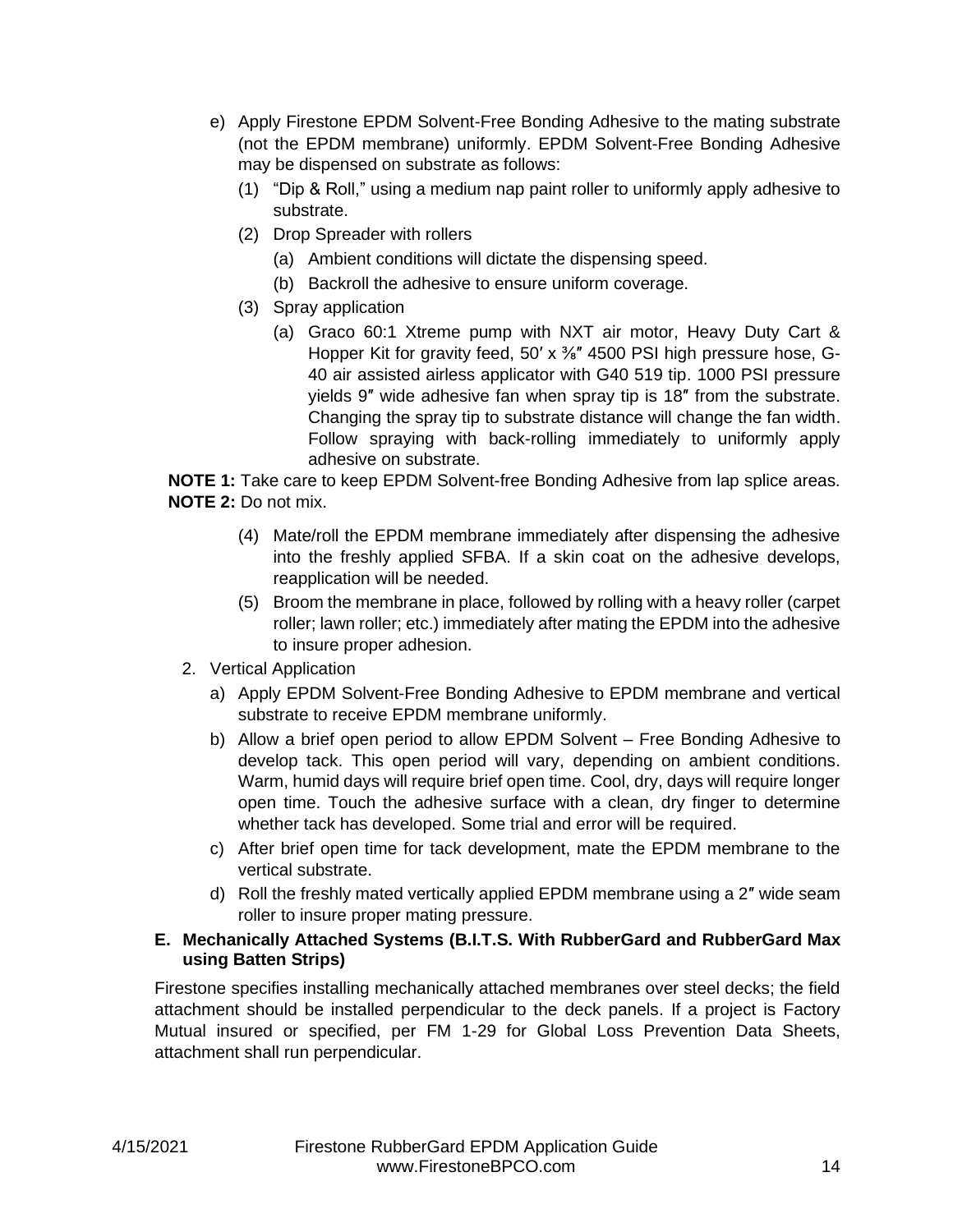e) Apply Firestone EPDM Solvent-Free Bonding Adhesive to the mating substrate (not the EPDM membrane) uniformly. EPDM Solvent-Free Bonding Adhesive may be dispensed on substrate as follows:

   (1) "Dip & Roll," using a medium nap paint roller to uniformly apply adhesive to substrate.

   (2) Drop Spreader with rollers

      (a) Ambient conditions will dictate the dispensing speed.

      (b) Backroll the adhesive to ensure uniform coverage.

   (3) Spray application

      (a) Graco 60:1 Xtreme pump with NXT air motor, Heavy Duty Cart & Hopper Kit for gravity feed, 50′ x ⅜″ 4500 PSI high pressure hose, G-40 air assisted airless applicator with G40 519 tip. 1000 PSI pressure yields 9″ wide adhesive fan when spray tip is 18″ from the substrate. Changing the spray tip to substrate distance will change the fan width. Follow spraying with back-rolling immediately to uniformly apply adhesive on substrate.

**NOTE 1:** Take care to keep EPDM Solvent-free Bonding Adhesive from lap splice areas.
**NOTE 2:** Do not mix.

   (4) Mate/roll the EPDM membrane immediately after dispensing the adhesive into the freshly applied SFBA. If a skin coat on the adhesive develops, reapplication will be needed.

   (5) Broom the membrane in place, followed by rolling with a heavy roller (carpet roller; lawn roller; etc.) immediately after mating the EPDM into the adhesive to insure proper adhesion.

2. Vertical Application

   a) Apply EPDM Solvent-Free Bonding Adhesive to EPDM membrane and vertical substrate to receive EPDM membrane uniformly.

   b) Allow a brief open period to allow EPDM Solvent – Free Bonding Adhesive to develop tack. This open period will vary, depending on ambient conditions. Warm, humid days will require brief open time. Cool, dry, days will require longer open time. Touch the adhesive surface with a clean, dry finger to determine whether tack has developed. Some trial and error will be required.

   c) After brief open time for tack development, mate the EPDM membrane to the vertical substrate.

   d) Roll the freshly mated vertically applied EPDM membrane using a 2″ wide seam roller to insure proper mating pressure.

### E. Mechanically Attached Systems (B.I.T.S. With RubberGard and RubberGard Max using Batten Strips)

Firestone specifies installing mechanically attached membranes over steel decks; the field attachment should be installed perpendicular to the deck panels. If a project is Factory Mutual insured or specified, per FM 1-29 for Global Loss Prevention Data Sheets, attachment shall run perpendicular.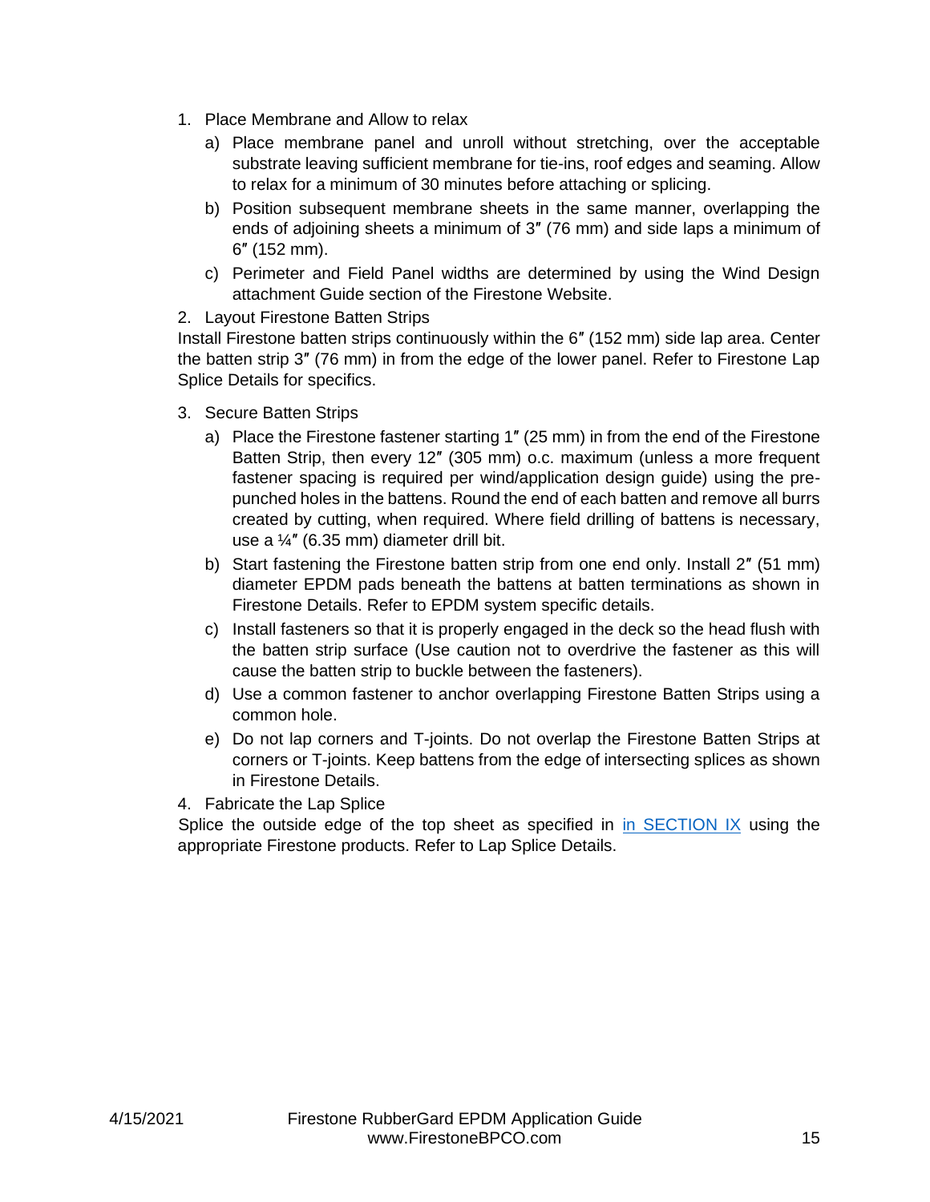1. Place Membrane and Allow to relax
   a) Place membrane panel and unroll without stretching, over the acceptable substrate leaving sufficient membrane for tie-ins, roof edges and seaming. Allow to relax for a minimum of 30 minutes before attaching or splicing.
   b) Position subsequent membrane sheets in the same manner, overlapping the ends of adjoining sheets a minimum of 3″ (76 mm) and side laps a minimum of 6″ (152 mm).
   c) Perimeter and Field Panel widths are determined by using the Wind Design attachment Guide section of the Firestone Website.
2. Layout Firestone Batten Strips

Install Firestone batten strips continuously within the 6″ (152 mm) side lap area. Center the batten strip 3″ (76 mm) in from the edge of the lower panel. Refer to Firestone Lap Splice Details for specifics.

3. Secure Batten Strips
   a) Place the Firestone fastener starting 1″ (25 mm) in from the end of the Firestone Batten Strip, then every 12″ (305 mm) o.c. maximum (unless a more frequent fastener spacing is required per wind/application design guide) using the pre-punched holes in the battens. Round the end of each batten and remove all burrs created by cutting, when required. Where field drilling of battens is necessary, use a ¼″ (6.35 mm) diameter drill bit.
   b) Start fastening the Firestone batten strip from one end only. Install 2″ (51 mm) diameter EPDM pads beneath the battens at batten terminations as shown in Firestone Details. Refer to EPDM system specific details.
   c) Install fasteners so that it is properly engaged in the deck so the head flush with the batten strip surface (Use caution not to overdrive the fastener as this will cause the batten strip to buckle between the fasteners).
   d) Use a common fastener to anchor overlapping Firestone Batten Strips using a common hole.
   e) Do not lap corners and T-joints. Do not overlap the Firestone Batten Strips at corners or T-joints. Keep battens from the edge of intersecting splices as shown in Firestone Details.
4. Fabricate the Lap Splice

Splice the outside edge of the top sheet as specified in in SECTION IX using the appropriate Firestone products. Refer to Lap Splice Details.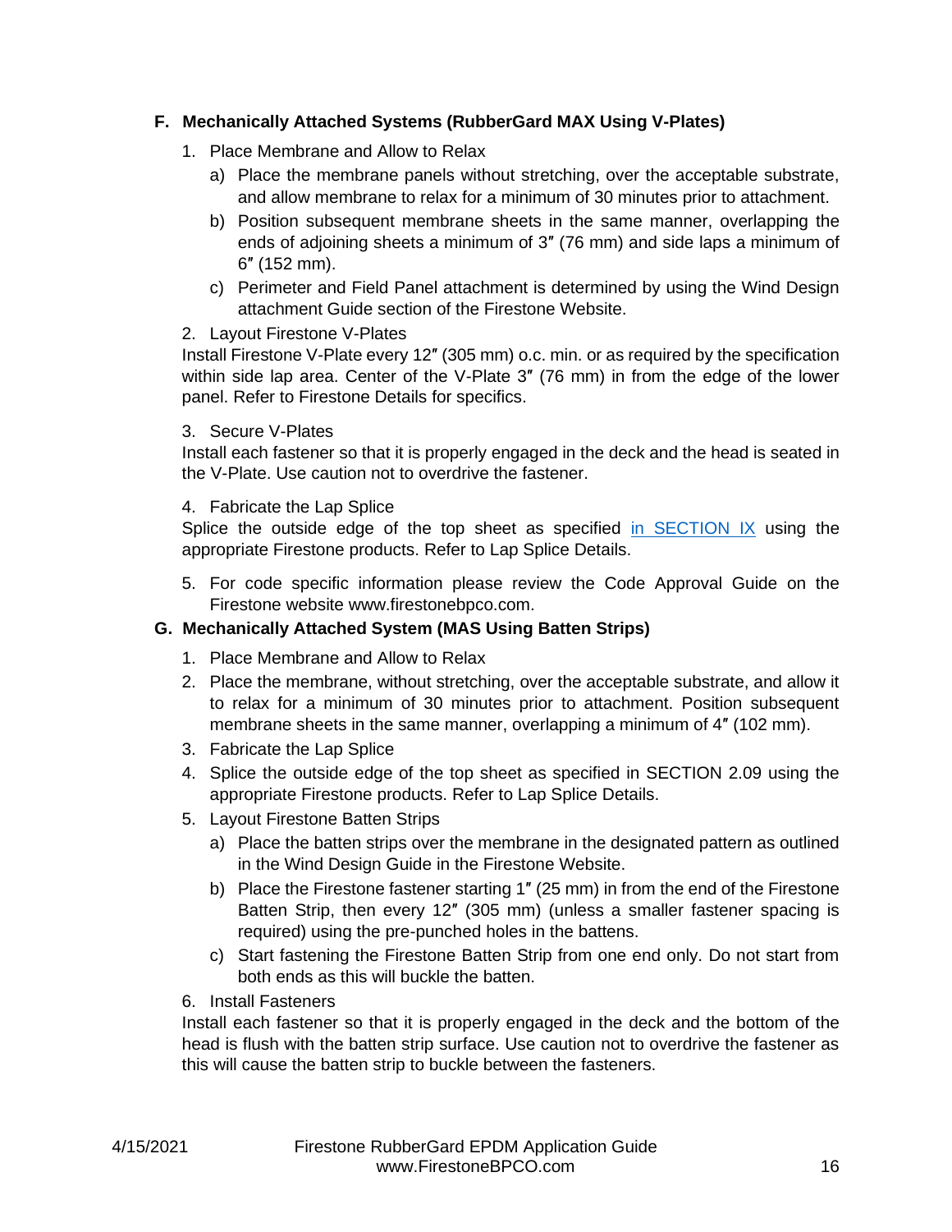## F. Mechanically Attached Systems (RubberGard MAX Using V-Plates)

1. Place Membrane and Allow to Relax
   a) Place the membrane panels without stretching, over the acceptable substrate, and allow membrane to relax for a minimum of 30 minutes prior to attachment.
   b) Position subsequent membrane sheets in the same manner, overlapping the ends of adjoining sheets a minimum of 3″ (76 mm) and side laps a minimum of 6″ (152 mm).
   c) Perimeter and Field Panel attachment is determined by using the Wind Design attachment Guide section of the Firestone Website.

2. Layout Firestone V-Plates

   Install Firestone V-Plate every 12″ (305 mm) o.c. min. or as required by the specification within side lap area. Center of the V-Plate 3″ (76 mm) in from the edge of the lower panel. Refer to Firestone Details for specifics.

3. Secure V-Plates

   Install each fastener so that it is properly engaged in the deck and the head is seated in the V-Plate. Use caution not to overdrive the fastener.

4. Fabricate the Lap Splice

   Splice the outside edge of the top sheet as specified in SECTION IX using the appropriate Firestone products. Refer to Lap Splice Details.

5. For code specific information please review the Code Approval Guide on the Firestone website www.firestonebpco.com.

## G. Mechanically Attached System (MAS Using Batten Strips)

1. Place Membrane and Allow to Relax
2. Place the membrane, without stretching, over the acceptable substrate, and allow it to relax for a minimum of 30 minutes prior to attachment. Position subsequent membrane sheets in the same manner, overlapping a minimum of 4″ (102 mm).
3. Fabricate the Lap Splice
4. Splice the outside edge of the top sheet as specified in SECTION 2.09 using the appropriate Firestone products. Refer to Lap Splice Details.
5. Layout Firestone Batten Strips
   a) Place the batten strips over the membrane in the designated pattern as outlined in the Wind Design Guide in the Firestone Website.
   b) Place the Firestone fastener starting 1″ (25 mm) in from the end of the Firestone Batten Strip, then every 12″ (305 mm) (unless a smaller fastener spacing is required) using the pre-punched holes in the battens.
   c) Start fastening the Firestone Batten Strip from one end only. Do not start from both ends as this will buckle the batten.
6. Install Fasteners

   Install each fastener so that it is properly engaged in the deck and the bottom of the head is flush with the batten strip surface. Use caution not to overdrive the fastener as this will cause the batten strip to buckle between the fasteners.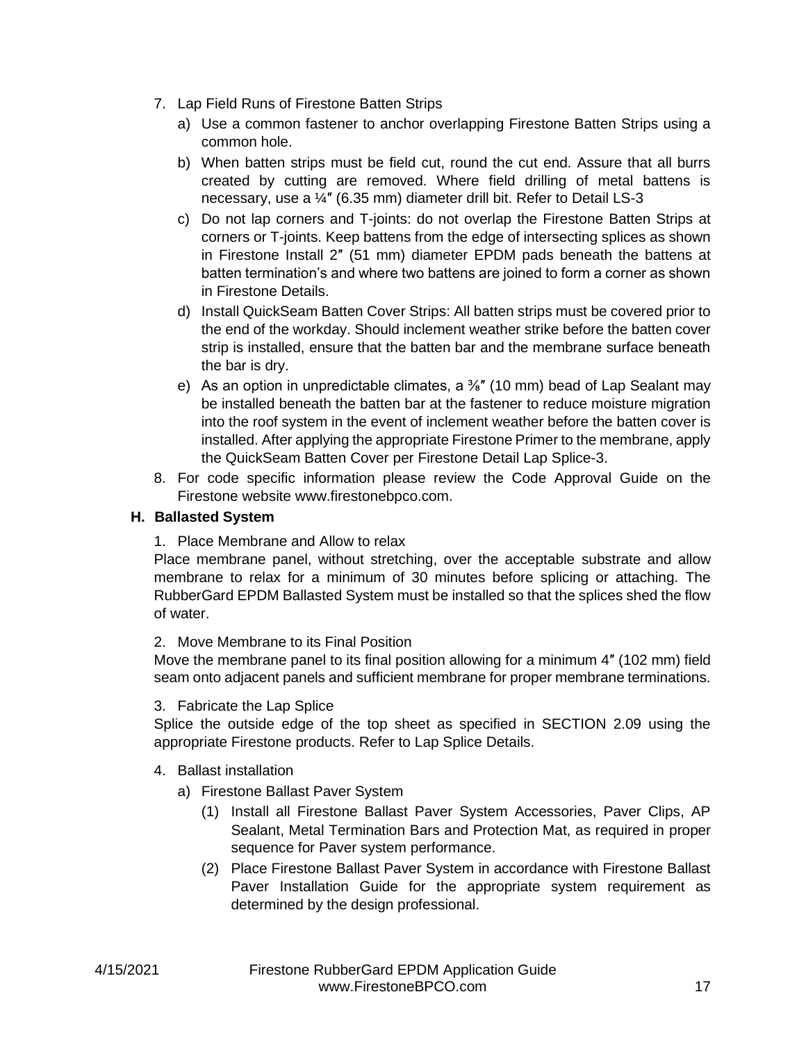7. Lap Field Runs of Firestone Batten Strips
   a) Use a common fastener to anchor overlapping Firestone Batten Strips using a common hole.
   b) When batten strips must be field cut, round the cut end. Assure that all burrs created by cutting are removed. Where field drilling of metal battens is necessary, use a ¼″ (6.35 mm) diameter drill bit. Refer to Detail LS-3
   c) Do not lap corners and T-joints: do not overlap the Firestone Batten Strips at corners or T-joints. Keep battens from the edge of intersecting splices as shown in Firestone Install 2″ (51 mm) diameter EPDM pads beneath the battens at batten termination's and where two battens are joined to form a corner as shown in Firestone Details.
   d) Install QuickSeam Batten Cover Strips: All batten strips must be covered prior to the end of the workday. Should inclement weather strike before the batten cover strip is installed, ensure that the batten bar and the membrane surface beneath the bar is dry.
   e) As an option in unpredictable climates, a ⅜″ (10 mm) bead of Lap Sealant may be installed beneath the batten bar at the fastener to reduce moisture migration into the roof system in the event of inclement weather before the batten cover is installed. After applying the appropriate Firestone Primer to the membrane, apply the QuickSeam Batten Cover per Firestone Detail Lap Splice-3.
8. For code specific information please review the Code Approval Guide on the Firestone website www.firestonebpco.com.

**H. Ballasted System**

1. Place Membrane and Allow to relax

Place membrane panel, without stretching, over the acceptable substrate and allow membrane to relax for a minimum of 30 minutes before splicing or attaching. The RubberGard EPDM Ballasted System must be installed so that the splices shed the flow of water.

2. Move Membrane to its Final Position

Move the membrane panel to its final position allowing for a minimum 4″ (102 mm) field seam onto adjacent panels and sufficient membrane for proper membrane terminations.

3. Fabricate the Lap Splice

Splice the outside edge of the top sheet as specified in SECTION 2.09 using the appropriate Firestone products. Refer to Lap Splice Details.

4. Ballast installation
   a) Firestone Ballast Paver System
      (1) Install all Firestone Ballast Paver System Accessories, Paver Clips, AP Sealant, Metal Termination Bars and Protection Mat, as required in proper sequence for Paver system performance.
      (2) Place Firestone Ballast Paver System in accordance with Firestone Ballast Paver Installation Guide for the appropriate system requirement as determined by the design professional.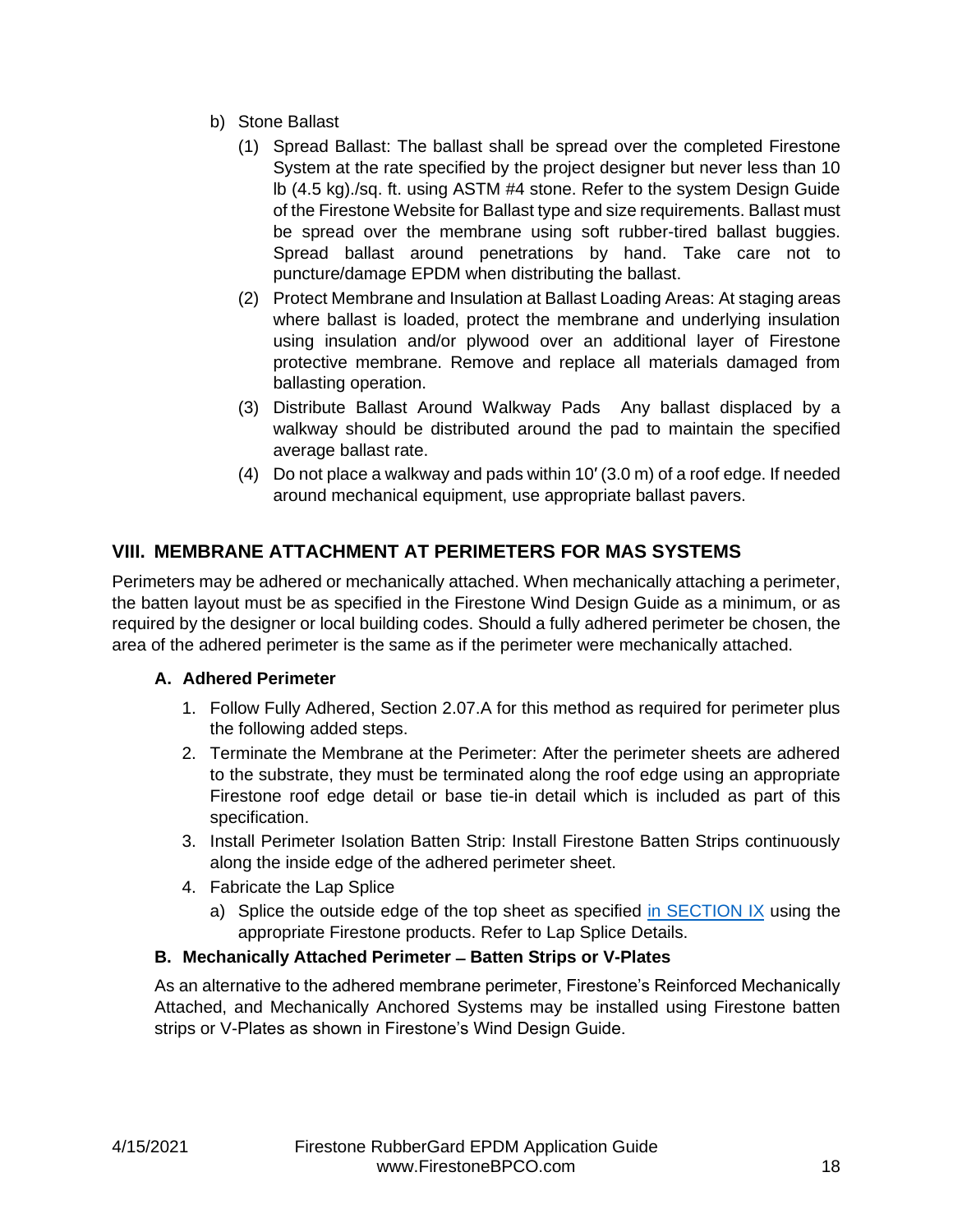b) Stone Ballast

(1) Spread Ballast: The ballast shall be spread over the completed Firestone System at the rate specified by the project designer but never less than 10 lb (4.5 kg)./sq. ft. using ASTM #4 stone. Refer to the system Design Guide of the Firestone Website for Ballast type and size requirements. Ballast must be spread over the membrane using soft rubber-tired ballast buggies. Spread ballast around penetrations by hand. Take care not to puncture/damage EPDM when distributing the ballast.

(2) Protect Membrane and Insulation at Ballast Loading Areas: At staging areas where ballast is loaded, protect the membrane and underlying insulation using insulation and/or plywood over an additional layer of Firestone protective membrane. Remove and replace all materials damaged from ballasting operation.

(3) Distribute Ballast Around Walkway Pads Any ballast displaced by a walkway should be distributed around the pad to maintain the specified average ballast rate.

(4) Do not place a walkway and pads within 10′ (3.0 m) of a roof edge. If needed around mechanical equipment, use appropriate ballast pavers.

## VIII. MEMBRANE ATTACHMENT AT PERIMETERS FOR MAS SYSTEMS

Perimeters may be adhered or mechanically attached. When mechanically attaching a perimeter, the batten layout must be as specified in the Firestone Wind Design Guide as a minimum, or as required by the designer or local building codes. Should a fully adhered perimeter be chosen, the area of the adhered perimeter is the same as if the perimeter were mechanically attached.

### A. Adhered Perimeter

1. Follow Fully Adhered, Section 2.07.A for this method as required for perimeter plus the following added steps.
2. Terminate the Membrane at the Perimeter: After the perimeter sheets are adhered to the substrate, they must be terminated along the roof edge using an appropriate Firestone roof edge detail or base tie-in detail which is included as part of this specification.
3. Install Perimeter Isolation Batten Strip: Install Firestone Batten Strips continuously along the inside edge of the adhered perimeter sheet.
4. Fabricate the Lap Splice
   a) Splice the outside edge of the top sheet as specified in SECTION IX using the appropriate Firestone products. Refer to Lap Splice Details.

### B. Mechanically Attached Perimeter – Batten Strips or V-Plates

As an alternative to the adhered membrane perimeter, Firestone's Reinforced Mechanically Attached, and Mechanically Anchored Systems may be installed using Firestone batten strips or V-Plates as shown in Firestone's Wind Design Guide.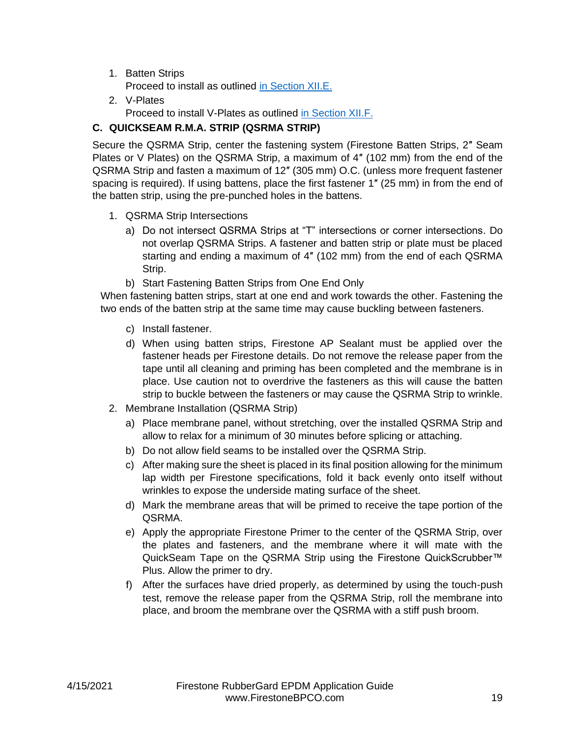1. Batten Strips
   Proceed to install as outlined [in Section XII.E.](#)
2. V-Plates
   Proceed to install V-Plates as outlined [in Section XII.F.](#)

### C. QUICKSEAM R.M.A. STRIP (QSRMA STRIP)

Secure the QSRMA Strip, center the fastening system (Firestone Batten Strips, 2″ Seam Plates or V Plates) on the QSRMA Strip, a maximum of 4″ (102 mm) from the end of the QSRMA Strip and fasten a maximum of 12″ (305 mm) O.C. (unless more frequent fastener spacing is required). If using battens, place the first fastener 1″ (25 mm) in from the end of the batten strip, using the pre-punched holes in the battens.

1. QSRMA Strip Intersections
   a) Do not intersect QSRMA Strips at "T" intersections or corner intersections. Do not overlap QSRMA Strips. A fastener and batten strip or plate must be placed starting and ending a maximum of 4″ (102 mm) from the end of each QSRMA Strip.
   b) Start Fastening Batten Strips from One End Only

   When fastening batten strips, start at one end and work towards the other. Fastening the two ends of the batten strip at the same time may cause buckling between fasteners.

   c) Install fastener.
   d) When using batten strips, Firestone AP Sealant must be applied over the fastener heads per Firestone details. Do not remove the release paper from the tape until all cleaning and priming has been completed and the membrane is in place. Use caution not to overdrive the fasteners as this will cause the batten strip to buckle between the fasteners or may cause the QSRMA Strip to wrinkle.
2. Membrane Installation (QSRMA Strip)
   a) Place membrane panel, without stretching, over the installed QSRMA Strip and allow to relax for a minimum of 30 minutes before splicing or attaching.
   b) Do not allow field seams to be installed over the QSRMA Strip.
   c) After making sure the sheet is placed in its final position allowing for the minimum lap width per Firestone specifications, fold it back evenly onto itself without wrinkles to expose the underside mating surface of the sheet.
   d) Mark the membrane areas that will be primed to receive the tape portion of the QSRMA.
   e) Apply the appropriate Firestone Primer to the center of the QSRMA Strip, over the plates and fasteners, and the membrane where it will mate with the QuickSeam Tape on the QSRMA Strip using the Firestone QuickScrubber™ Plus. Allow the primer to dry.
   f) After the surfaces have dried properly, as determined by using the touch-push test, remove the release paper from the QSRMA Strip, roll the membrane into place, and broom the membrane over the QSRMA with a stiff push broom.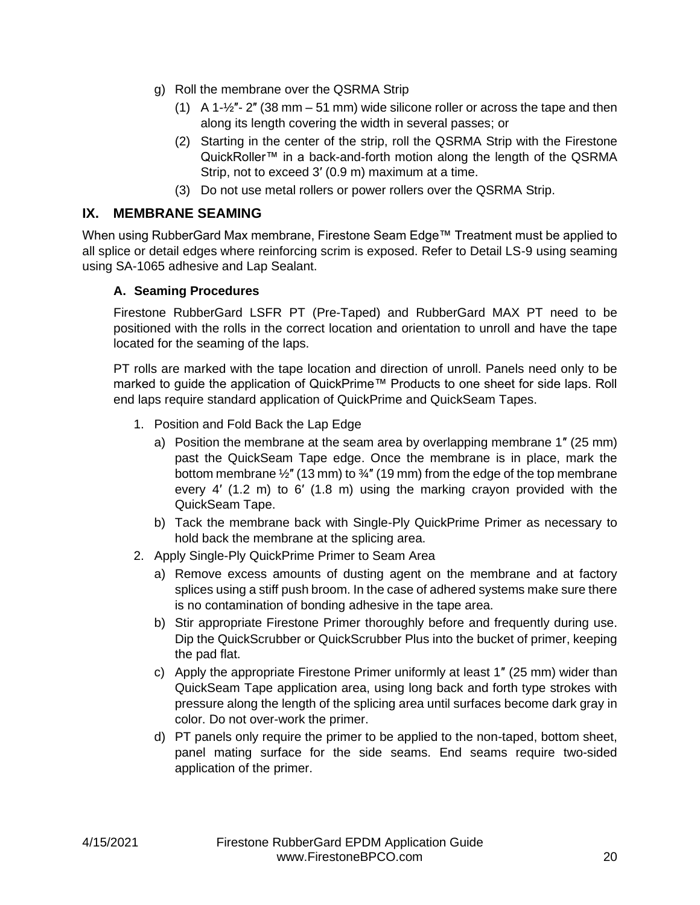g) Roll the membrane over the QSRMA Strip

   (1) A 1-½″- 2″ (38 mm – 51 mm) wide silicone roller or across the tape and then along its length covering the width in several passes; or

   (2) Starting in the center of the strip, roll the QSRMA Strip with the Firestone QuickRoller™ in a back-and-forth motion along the length of the QSRMA Strip, not to exceed 3′ (0.9 m) maximum at a time.

   (3) Do not use metal rollers or power rollers over the QSRMA Strip.

## IX. MEMBRANE SEAMING

When using RubberGard Max membrane, Firestone Seam Edge™ Treatment must be applied to all splice or detail edges where reinforcing scrim is exposed. Refer to Detail LS-9 using seaming using SA-1065 adhesive and Lap Sealant.

### A. Seaming Procedures

Firestone RubberGard LSFR PT (Pre-Taped) and RubberGard MAX PT need to be positioned with the rolls in the correct location and orientation to unroll and have the tape located for the seaming of the laps.

PT rolls are marked with the tape location and direction of unroll. Panels need only to be marked to guide the application of QuickPrime™ Products to one sheet for side laps. Roll end laps require standard application of QuickPrime and QuickSeam Tapes.

1. Position and Fold Back the Lap Edge
   a) Position the membrane at the seam area by overlapping membrane 1″ (25 mm) past the QuickSeam Tape edge. Once the membrane is in place, mark the bottom membrane ½″ (13 mm) to ¾″ (19 mm) from the edge of the top membrane every 4′ (1.2 m) to 6′ (1.8 m) using the marking crayon provided with the QuickSeam Tape.
   b) Tack the membrane back with Single-Ply QuickPrime Primer as necessary to hold back the membrane at the splicing area.
2. Apply Single-Ply QuickPrime Primer to Seam Area
   a) Remove excess amounts of dusting agent on the membrane and at factory splices using a stiff push broom. In the case of adhered systems make sure there is no contamination of bonding adhesive in the tape area.
   b) Stir appropriate Firestone Primer thoroughly before and frequently during use. Dip the QuickScrubber or QuickScrubber Plus into the bucket of primer, keeping the pad flat.
   c) Apply the appropriate Firestone Primer uniformly at least 1″ (25 mm) wider than QuickSeam Tape application area, using long back and forth type strokes with pressure along the length of the splicing area until surfaces become dark gray in color. Do not over-work the primer.
   d) PT panels only require the primer to be applied to the non-taped, bottom sheet, panel mating surface for the side seams. End seams require two-sided application of the primer.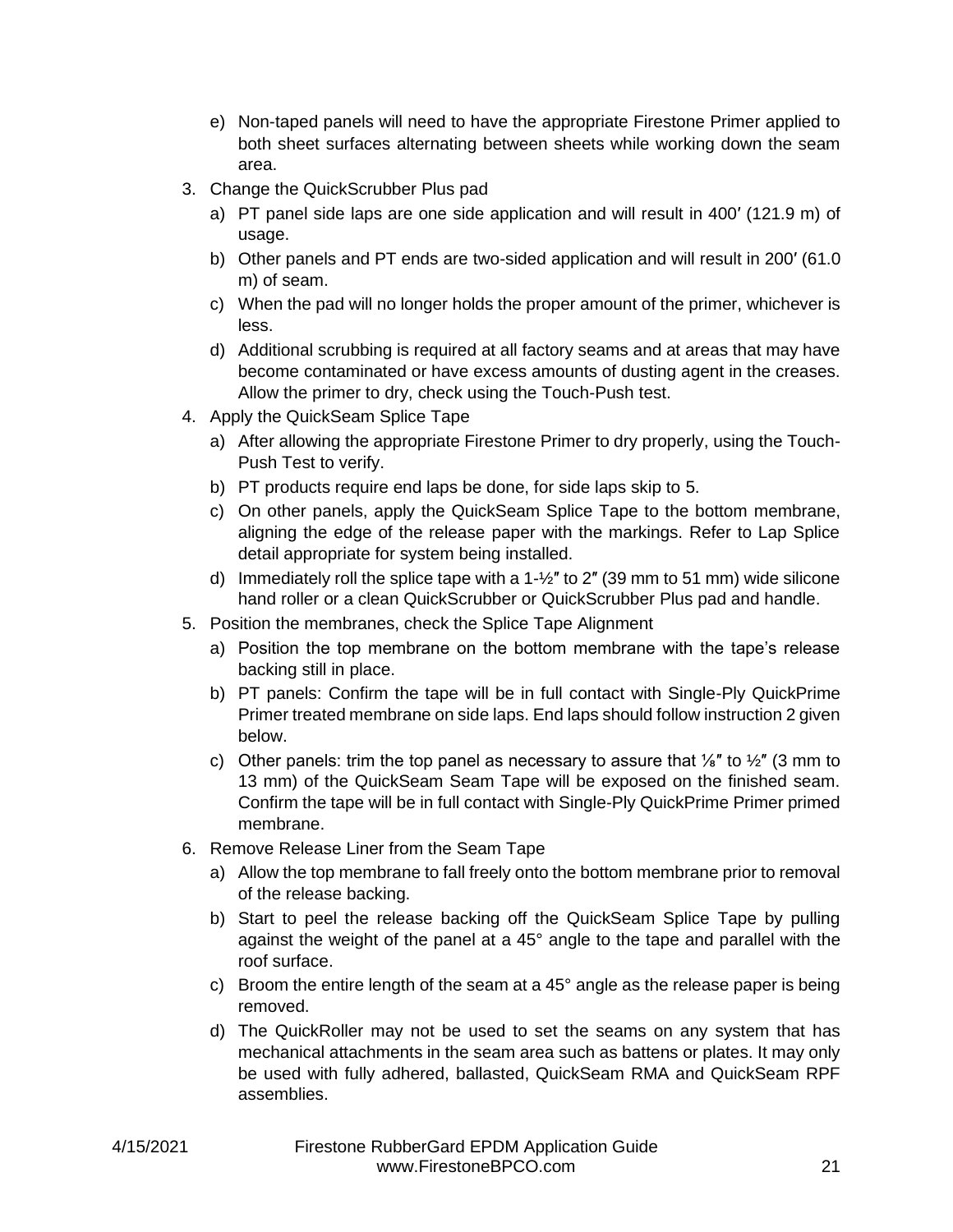e) Non-taped panels will need to have the appropriate Firestone Primer applied to both sheet surfaces alternating between sheets while working down the seam area.

3. Change the QuickScrubber Plus pad
   a) PT panel side laps are one side application and will result in 400′ (121.9 m) of usage.
   b) Other panels and PT ends are two-sided application and will result in 200′ (61.0 m) of seam.
   c) When the pad will no longer holds the proper amount of the primer, whichever is less.
   d) Additional scrubbing is required at all factory seams and at areas that may have become contaminated or have excess amounts of dusting agent in the creases. Allow the primer to dry, check using the Touch-Push test.
4. Apply the QuickSeam Splice Tape
   a) After allowing the appropriate Firestone Primer to dry properly, using the Touch-Push Test to verify.
   b) PT products require end laps be done, for side laps skip to 5.
   c) On other panels, apply the QuickSeam Splice Tape to the bottom membrane, aligning the edge of the release paper with the markings. Refer to Lap Splice detail appropriate for system being installed.
   d) Immediately roll the splice tape with a 1-½″ to 2″ (39 mm to 51 mm) wide silicone hand roller or a clean QuickScrubber or QuickScrubber Plus pad and handle.
5. Position the membranes, check the Splice Tape Alignment
   a) Position the top membrane on the bottom membrane with the tape's release backing still in place.
   b) PT panels: Confirm the tape will be in full contact with Single-Ply QuickPrime Primer treated membrane on side laps. End laps should follow instruction 2 given below.
   c) Other panels: trim the top panel as necessary to assure that ⅛″ to ½″ (3 mm to 13 mm) of the QuickSeam Seam Tape will be exposed on the finished seam. Confirm the tape will be in full contact with Single-Ply QuickPrime Primer primed membrane.
6. Remove Release Liner from the Seam Tape
   a) Allow the top membrane to fall freely onto the bottom membrane prior to removal of the release backing.
   b) Start to peel the release backing off the QuickSeam Splice Tape by pulling against the weight of the panel at a 45° angle to the tape and parallel with the roof surface.
   c) Broom the entire length of the seam at a 45° angle as the release paper is being removed.
   d) The QuickRoller may not be used to set the seams on any system that has mechanical attachments in the seam area such as battens or plates. It may only be used with fully adhered, ballasted, QuickSeam RMA and QuickSeam RPF assemblies.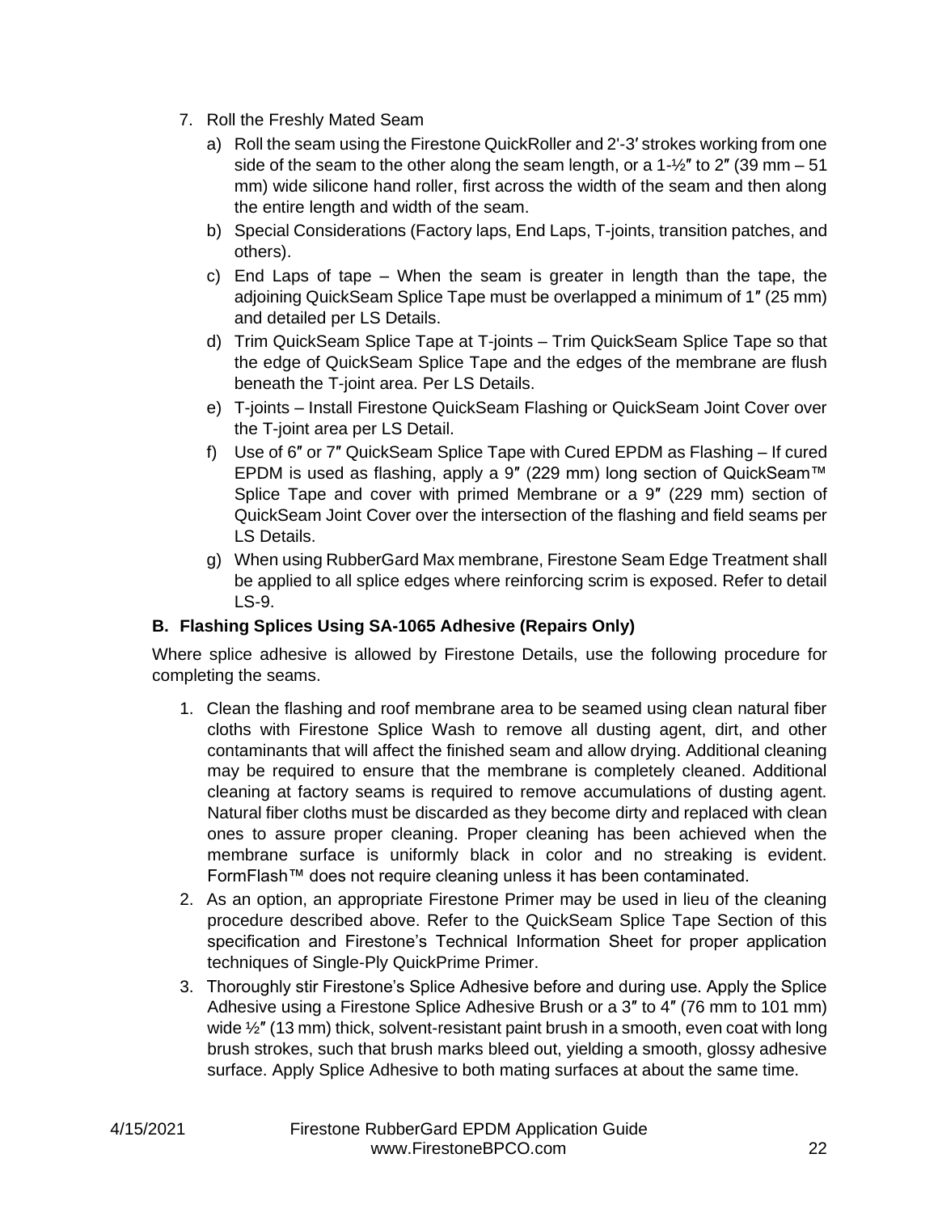7. Roll the Freshly Mated Seam
   a) Roll the seam using the Firestone QuickRoller and 2'-3′ strokes working from one side of the seam to the other along the seam length, or a 1-½″ to 2″ (39 mm – 51 mm) wide silicone hand roller, first across the width of the seam and then along the entire length and width of the seam.
   b) Special Considerations (Factory laps, End Laps, T-joints, transition patches, and others).
   c) End Laps of tape – When the seam is greater in length than the tape, the adjoining QuickSeam Splice Tape must be overlapped a minimum of 1″ (25 mm) and detailed per LS Details.
   d) Trim QuickSeam Splice Tape at T-joints – Trim QuickSeam Splice Tape so that the edge of QuickSeam Splice Tape and the edges of the membrane are flush beneath the T-joint area. Per LS Details.
   e) T-joints – Install Firestone QuickSeam Flashing or QuickSeam Joint Cover over the T-joint area per LS Detail.
   f) Use of 6″ or 7″ QuickSeam Splice Tape with Cured EPDM as Flashing – If cured EPDM is used as flashing, apply a 9″ (229 mm) long section of QuickSeam™ Splice Tape and cover with primed Membrane or a 9″ (229 mm) section of QuickSeam Joint Cover over the intersection of the flashing and field seams per LS Details.
   g) When using RubberGard Max membrane, Firestone Seam Edge Treatment shall be applied to all splice edges where reinforcing scrim is exposed. Refer to detail LS-9.

### B. Flashing Splices Using SA-1065 Adhesive (Repairs Only)

Where splice adhesive is allowed by Firestone Details, use the following procedure for completing the seams.

1. Clean the flashing and roof membrane area to be seamed using clean natural fiber cloths with Firestone Splice Wash to remove all dusting agent, dirt, and other contaminants that will affect the finished seam and allow drying. Additional cleaning may be required to ensure that the membrane is completely cleaned. Additional cleaning at factory seams is required to remove accumulations of dusting agent. Natural fiber cloths must be discarded as they become dirty and replaced with clean ones to assure proper cleaning. Proper cleaning has been achieved when the membrane surface is uniformly black in color and no streaking is evident. FormFlash™ does not require cleaning unless it has been contaminated.
2. As an option, an appropriate Firestone Primer may be used in lieu of the cleaning procedure described above. Refer to the QuickSeam Splice Tape Section of this specification and Firestone's Technical Information Sheet for proper application techniques of Single-Ply QuickPrime Primer.
3. Thoroughly stir Firestone's Splice Adhesive before and during use. Apply the Splice Adhesive using a Firestone Splice Adhesive Brush or a 3″ to 4″ (76 mm to 101 mm) wide ½″ (13 mm) thick, solvent-resistant paint brush in a smooth, even coat with long brush strokes, such that brush marks bleed out, yielding a smooth, glossy adhesive surface. Apply Splice Adhesive to both mating surfaces at about the same time.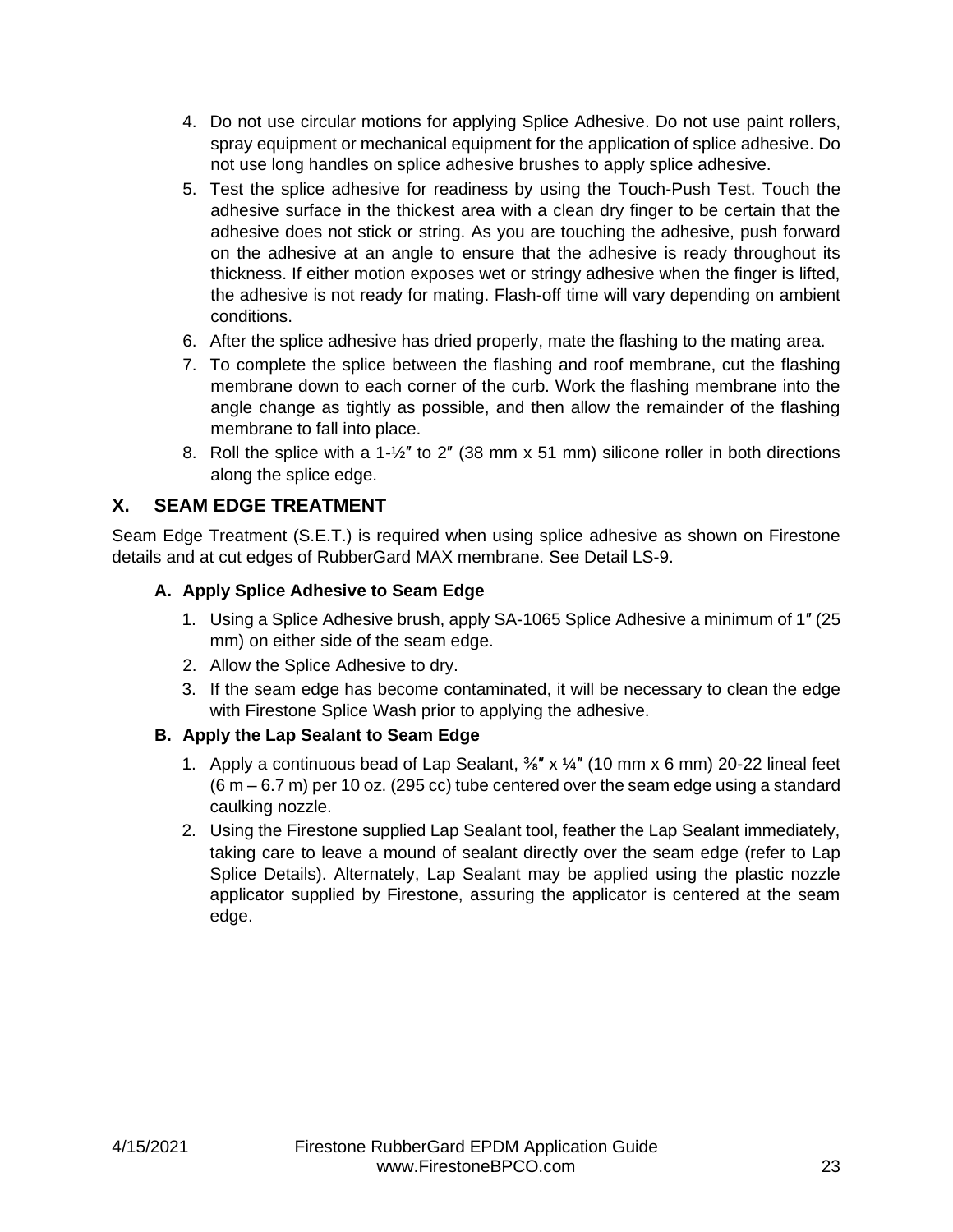4. Do not use circular motions for applying Splice Adhesive. Do not use paint rollers, spray equipment or mechanical equipment for the application of splice adhesive. Do not use long handles on splice adhesive brushes to apply splice adhesive.
5. Test the splice adhesive for readiness by using the Touch-Push Test. Touch the adhesive surface in the thickest area with a clean dry finger to be certain that the adhesive does not stick or string. As you are touching the adhesive, push forward on the adhesive at an angle to ensure that the adhesive is ready throughout its thickness. If either motion exposes wet or stringy adhesive when the finger is lifted, the adhesive is not ready for mating. Flash-off time will vary depending on ambient conditions.
6. After the splice adhesive has dried properly, mate the flashing to the mating area.
7. To complete the splice between the flashing and roof membrane, cut the flashing membrane down to each corner of the curb. Work the flashing membrane into the angle change as tightly as possible, and then allow the remainder of the flashing membrane to fall into place.
8. Roll the splice with a 1-½″ to 2″ (38 mm x 51 mm) silicone roller in both directions along the splice edge.

## X. SEAM EDGE TREATMENT

Seam Edge Treatment (S.E.T.) is required when using splice adhesive as shown on Firestone details and at cut edges of RubberGard MAX membrane. See Detail LS-9.

### A. Apply Splice Adhesive to Seam Edge

1. Using a Splice Adhesive brush, apply SA-1065 Splice Adhesive a minimum of 1″ (25 mm) on either side of the seam edge.
2. Allow the Splice Adhesive to dry.
3. If the seam edge has become contaminated, it will be necessary to clean the edge with Firestone Splice Wash prior to applying the adhesive.

### B. Apply the Lap Sealant to Seam Edge

1. Apply a continuous bead of Lap Sealant, ⅜″ x ¼″ (10 mm x 6 mm) 20-22 lineal feet (6 m – 6.7 m) per 10 oz. (295 cc) tube centered over the seam edge using a standard caulking nozzle.
2. Using the Firestone supplied Lap Sealant tool, feather the Lap Sealant immediately, taking care to leave a mound of sealant directly over the seam edge (refer to Lap Splice Details). Alternately, Lap Sealant may be applied using the plastic nozzle applicator supplied by Firestone, assuring the applicator is centered at the seam edge.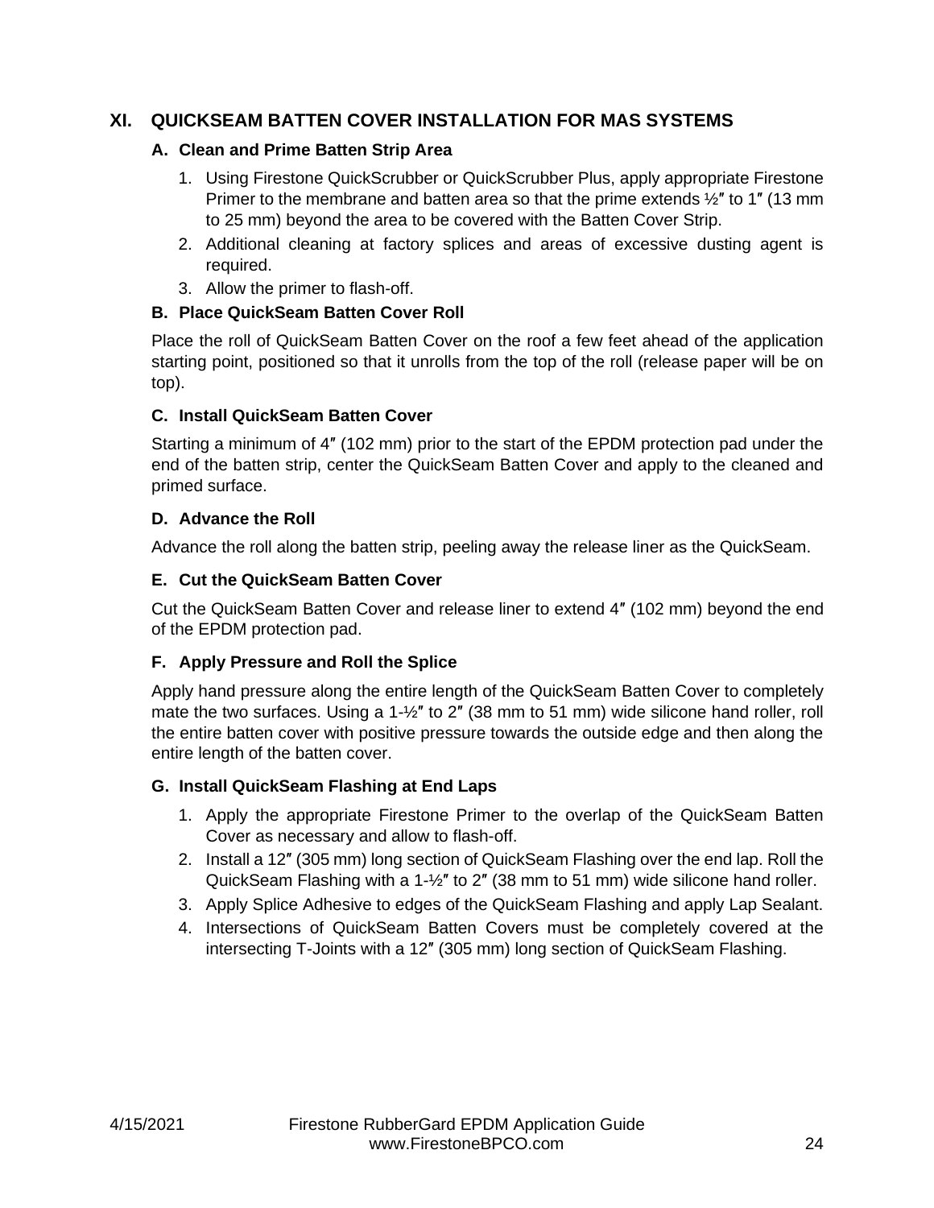## XI. QUICKSEAM BATTEN COVER INSTALLATION FOR MAS SYSTEMS

### A. Clean and Prime Batten Strip Area

1. Using Firestone QuickScrubber or QuickScrubber Plus, apply appropriate Firestone Primer to the membrane and batten area so that the prime extends ½″ to 1″ (13 mm to 25 mm) beyond the area to be covered with the Batten Cover Strip.
2. Additional cleaning at factory splices and areas of excessive dusting agent is required.
3. Allow the primer to flash-off.

### B. Place QuickSeam Batten Cover Roll

Place the roll of QuickSeam Batten Cover on the roof a few feet ahead of the application starting point, positioned so that it unrolls from the top of the roll (release paper will be on top).

### C. Install QuickSeam Batten Cover

Starting a minimum of 4″ (102 mm) prior to the start of the EPDM protection pad under the end of the batten strip, center the QuickSeam Batten Cover and apply to the cleaned and primed surface.

### D. Advance the Roll

Advance the roll along the batten strip, peeling away the release liner as the QuickSeam.

### E. Cut the QuickSeam Batten Cover

Cut the QuickSeam Batten Cover and release liner to extend 4″ (102 mm) beyond the end of the EPDM protection pad.

### F. Apply Pressure and Roll the Splice

Apply hand pressure along the entire length of the QuickSeam Batten Cover to completely mate the two surfaces. Using a 1-½″ to 2″ (38 mm to 51 mm) wide silicone hand roller, roll the entire batten cover with positive pressure towards the outside edge and then along the entire length of the batten cover.

### G. Install QuickSeam Flashing at End Laps

1. Apply the appropriate Firestone Primer to the overlap of the QuickSeam Batten Cover as necessary and allow to flash-off.
2. Install a 12″ (305 mm) long section of QuickSeam Flashing over the end lap. Roll the QuickSeam Flashing with a 1-½″ to 2″ (38 mm to 51 mm) wide silicone hand roller.
3. Apply Splice Adhesive to edges of the QuickSeam Flashing and apply Lap Sealant.
4. Intersections of QuickSeam Batten Covers must be completely covered at the intersecting T-Joints with a 12″ (305 mm) long section of QuickSeam Flashing.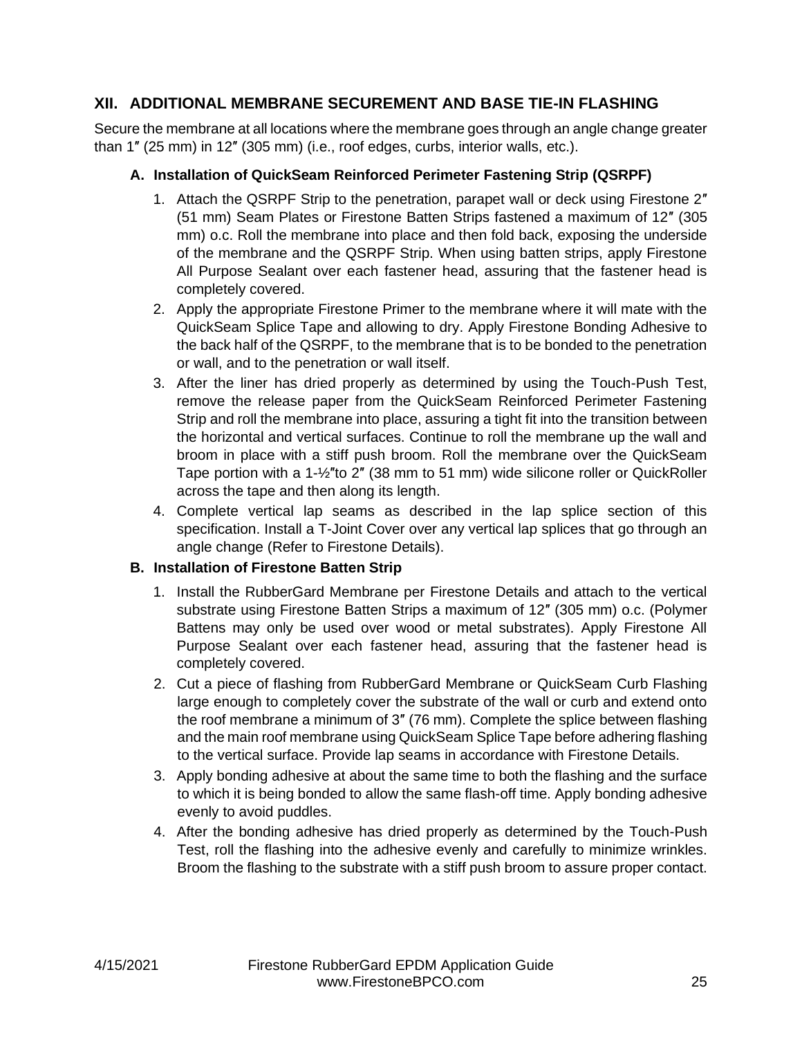## XII. ADDITIONAL MEMBRANE SECUREMENT AND BASE TIE-IN FLASHING

Secure the membrane at all locations where the membrane goes through an angle change greater than 1″ (25 mm) in 12″ (305 mm) (i.e., roof edges, curbs, interior walls, etc.).

### A. Installation of QuickSeam Reinforced Perimeter Fastening Strip (QSRPF)

1. Attach the QSRPF Strip to the penetration, parapet wall or deck using Firestone 2″ (51 mm) Seam Plates or Firestone Batten Strips fastened a maximum of 12″ (305 mm) o.c. Roll the membrane into place and then fold back, exposing the underside of the membrane and the QSRPF Strip. When using batten strips, apply Firestone All Purpose Sealant over each fastener head, assuring that the fastener head is completely covered.
2. Apply the appropriate Firestone Primer to the membrane where it will mate with the QuickSeam Splice Tape and allowing to dry. Apply Firestone Bonding Adhesive to the back half of the QSRPF, to the membrane that is to be bonded to the penetration or wall, and to the penetration or wall itself.
3. After the liner has dried properly as determined by using the Touch-Push Test, remove the release paper from the QuickSeam Reinforced Perimeter Fastening Strip and roll the membrane into place, assuring a tight fit into the transition between the horizontal and vertical surfaces. Continue to roll the membrane up the wall and broom in place with a stiff push broom. Roll the membrane over the QuickSeam Tape portion with a 1-½″to 2″ (38 mm to 51 mm) wide silicone roller or QuickRoller across the tape and then along its length.
4. Complete vertical lap seams as described in the lap splice section of this specification. Install a T-Joint Cover over any vertical lap splices that go through an angle change (Refer to Firestone Details).

### B. Installation of Firestone Batten Strip

1. Install the RubberGard Membrane per Firestone Details and attach to the vertical substrate using Firestone Batten Strips a maximum of 12″ (305 mm) o.c. (Polymer Battens may only be used over wood or metal substrates). Apply Firestone All Purpose Sealant over each fastener head, assuring that the fastener head is completely covered.
2. Cut a piece of flashing from RubberGard Membrane or QuickSeam Curb Flashing large enough to completely cover the substrate of the wall or curb and extend onto the roof membrane a minimum of 3″ (76 mm). Complete the splice between flashing and the main roof membrane using QuickSeam Splice Tape before adhering flashing to the vertical surface. Provide lap seams in accordance with Firestone Details.
3. Apply bonding adhesive at about the same time to both the flashing and the surface to which it is being bonded to allow the same flash-off time. Apply bonding adhesive evenly to avoid puddles.
4. After the bonding adhesive has dried properly as determined by the Touch-Push Test, roll the flashing into the adhesive evenly and carefully to minimize wrinkles. Broom the flashing to the substrate with a stiff push broom to assure proper contact.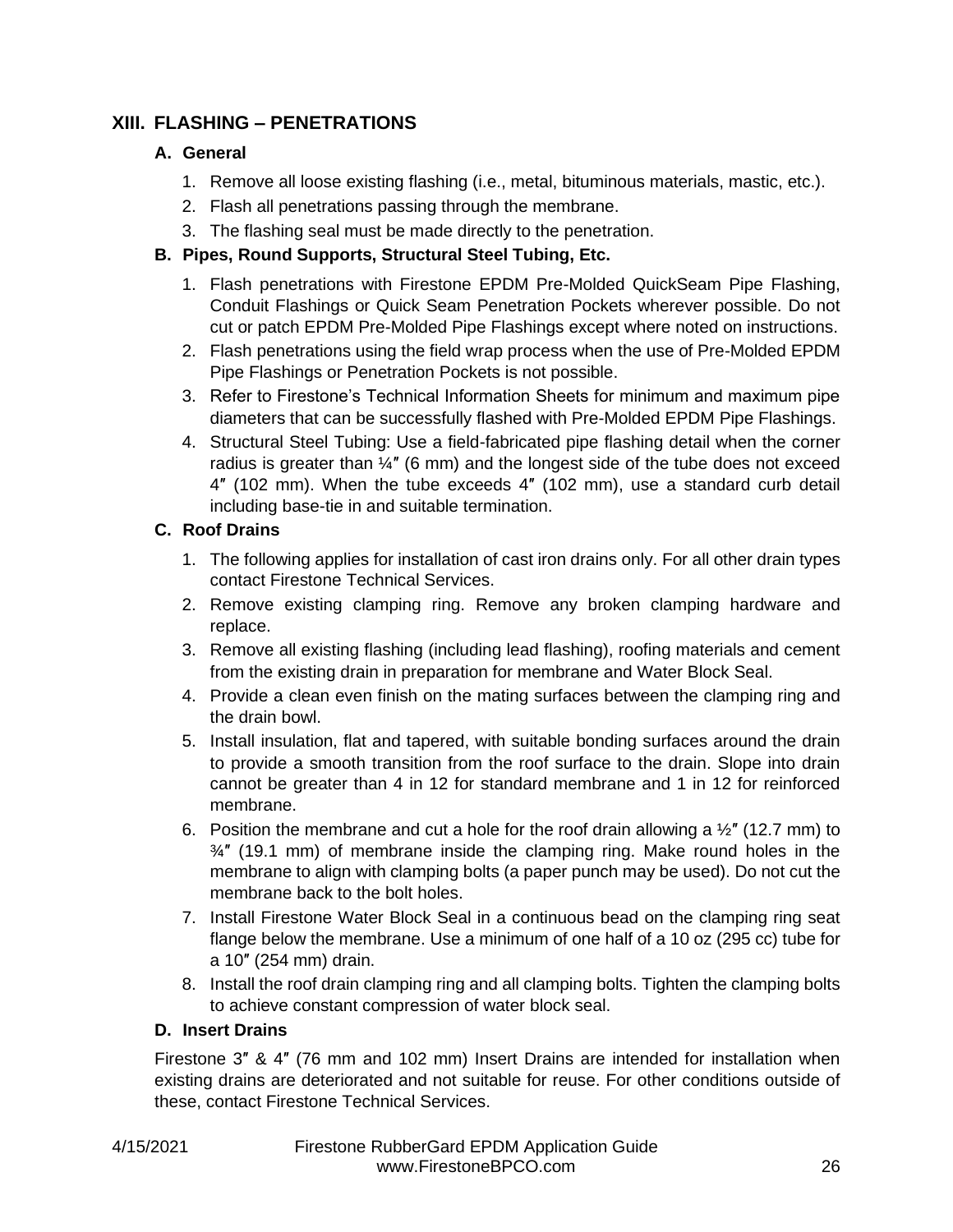## XIII. FLASHING – PENETRATIONS

### A. General

1. Remove all loose existing flashing (i.e., metal, bituminous materials, mastic, etc.).
2. Flash all penetrations passing through the membrane.
3. The flashing seal must be made directly to the penetration.

### B. Pipes, Round Supports, Structural Steel Tubing, Etc.

1. Flash penetrations with Firestone EPDM Pre-Molded QuickSeam Pipe Flashing, Conduit Flashings or Quick Seam Penetration Pockets wherever possible. Do not cut or patch EPDM Pre-Molded Pipe Flashings except where noted on instructions.
2. Flash penetrations using the field wrap process when the use of Pre-Molded EPDM Pipe Flashings or Penetration Pockets is not possible.
3. Refer to Firestone's Technical Information Sheets for minimum and maximum pipe diameters that can be successfully flashed with Pre-Molded EPDM Pipe Flashings.
4. Structural Steel Tubing: Use a field-fabricated pipe flashing detail when the corner radius is greater than ¼″ (6 mm) and the longest side of the tube does not exceed 4″ (102 mm). When the tube exceeds 4″ (102 mm), use a standard curb detail including base-tie in and suitable termination.

### C. Roof Drains

1. The following applies for installation of cast iron drains only. For all other drain types contact Firestone Technical Services.
2. Remove existing clamping ring. Remove any broken clamping hardware and replace.
3. Remove all existing flashing (including lead flashing), roofing materials and cement from the existing drain in preparation for membrane and Water Block Seal.
4. Provide a clean even finish on the mating surfaces between the clamping ring and the drain bowl.
5. Install insulation, flat and tapered, with suitable bonding surfaces around the drain to provide a smooth transition from the roof surface to the drain. Slope into drain cannot be greater than 4 in 12 for standard membrane and 1 in 12 for reinforced membrane.
6. Position the membrane and cut a hole for the roof drain allowing a ½″ (12.7 mm) to ¾″ (19.1 mm) of membrane inside the clamping ring. Make round holes in the membrane to align with clamping bolts (a paper punch may be used). Do not cut the membrane back to the bolt holes.
7. Install Firestone Water Block Seal in a continuous bead on the clamping ring seat flange below the membrane. Use a minimum of one half of a 10 oz (295 cc) tube for a 10″ (254 mm) drain.
8. Install the roof drain clamping ring and all clamping bolts. Tighten the clamping bolts to achieve constant compression of water block seal.

### D. Insert Drains

Firestone 3″ & 4″ (76 mm and 102 mm) Insert Drains are intended for installation when existing drains are deteriorated and not suitable for reuse. For other conditions outside of these, contact Firestone Technical Services.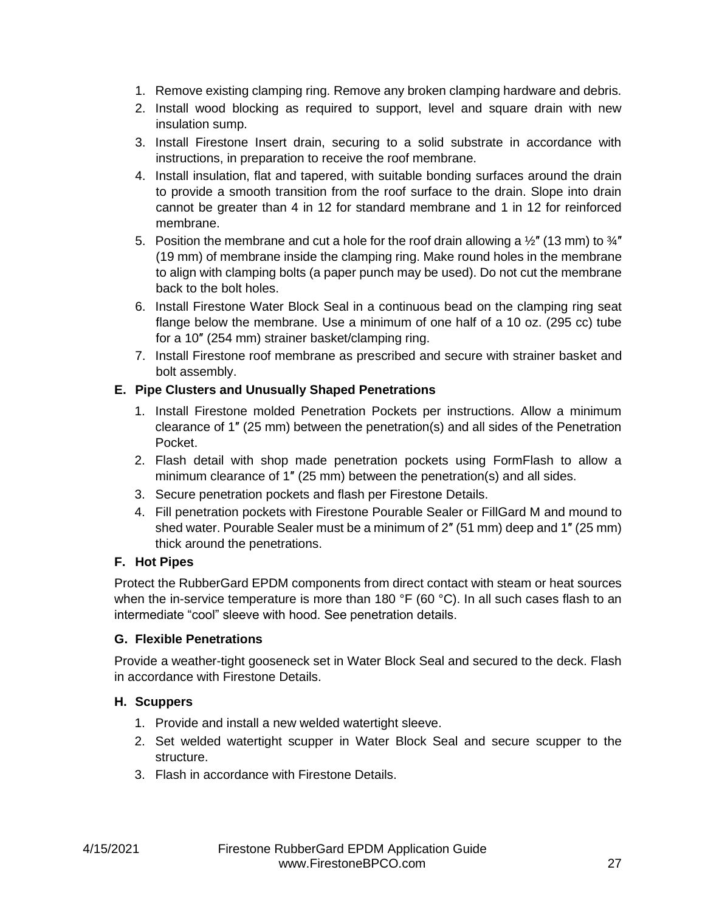1. Remove existing clamping ring. Remove any broken clamping hardware and debris.
2. Install wood blocking as required to support, level and square drain with new insulation sump.
3. Install Firestone Insert drain, securing to a solid substrate in accordance with instructions, in preparation to receive the roof membrane.
4. Install insulation, flat and tapered, with suitable bonding surfaces around the drain to provide a smooth transition from the roof surface to the drain. Slope into drain cannot be greater than 4 in 12 for standard membrane and 1 in 12 for reinforced membrane.
5. Position the membrane and cut a hole for the roof drain allowing a ½″ (13 mm) to ¾″ (19 mm) of membrane inside the clamping ring. Make round holes in the membrane to align with clamping bolts (a paper punch may be used). Do not cut the membrane back to the bolt holes.
6. Install Firestone Water Block Seal in a continuous bead on the clamping ring seat flange below the membrane. Use a minimum of one half of a 10 oz. (295 cc) tube for a 10″ (254 mm) strainer basket/clamping ring.
7. Install Firestone roof membrane as prescribed and secure with strainer basket and bolt assembly.

### E. Pipe Clusters and Unusually Shaped Penetrations

1. Install Firestone molded Penetration Pockets per instructions. Allow a minimum clearance of 1″ (25 mm) between the penetration(s) and all sides of the Penetration Pocket.
2. Flash detail with shop made penetration pockets using FormFlash to allow a minimum clearance of 1″ (25 mm) between the penetration(s) and all sides.
3. Secure penetration pockets and flash per Firestone Details.
4. Fill penetration pockets with Firestone Pourable Sealer or FillGard M and mound to shed water. Pourable Sealer must be a minimum of 2″ (51 mm) deep and 1″ (25 mm) thick around the penetrations.

### F. Hot Pipes

Protect the RubberGard EPDM components from direct contact with steam or heat sources when the in-service temperature is more than 180 °F (60 °C). In all such cases flash to an intermediate "cool" sleeve with hood. See penetration details.

### G. Flexible Penetrations

Provide a weather-tight gooseneck set in Water Block Seal and secured to the deck. Flash in accordance with Firestone Details.

### H. Scuppers

1. Provide and install a new welded watertight sleeve.
2. Set welded watertight scupper in Water Block Seal and secure scupper to the structure.
3. Flash in accordance with Firestone Details.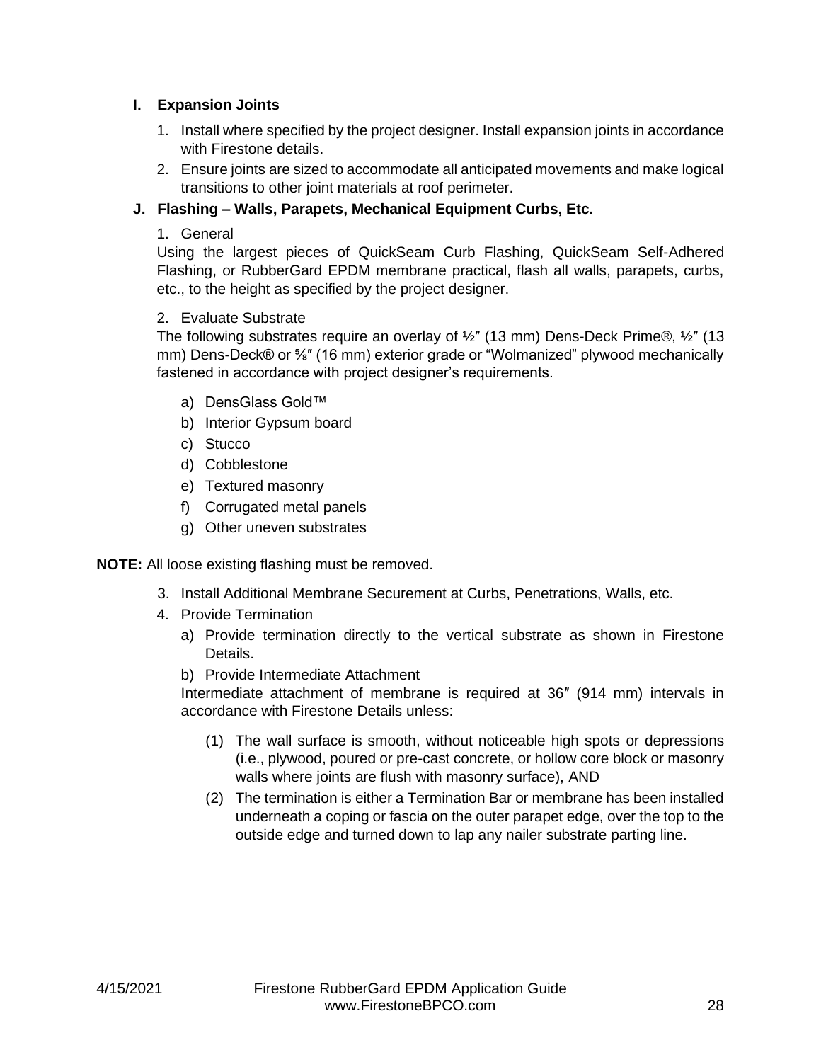### I. Expansion Joints

1. Install where specified by the project designer. Install expansion joints in accordance with Firestone details.
2. Ensure joints are sized to accommodate all anticipated movements and make logical transitions to other joint materials at roof perimeter.

### J. Flashing – Walls, Parapets, Mechanical Equipment Curbs, Etc.

1. General

Using the largest pieces of QuickSeam Curb Flashing, QuickSeam Self-Adhered Flashing, or RubberGard EPDM membrane practical, flash all walls, parapets, curbs, etc., to the height as specified by the project designer.

2. Evaluate Substrate

The following substrates require an overlay of ½″ (13 mm) Dens-Deck Prime®, ½″ (13 mm) Dens-Deck® or ⅝″ (16 mm) exterior grade or “Wolmanized” plywood mechanically fastened in accordance with project designer’s requirements.

a) DensGlass Gold™
b) Interior Gypsum board
c) Stucco
d) Cobblestone
e) Textured masonry
f) Corrugated metal panels
g) Other uneven substrates

**NOTE:** All loose existing flashing must be removed.

3. Install Additional Membrane Securement at Curbs, Penetrations, Walls, etc.
4. Provide Termination
   a) Provide termination directly to the vertical substrate as shown in Firestone Details.
   b) Provide Intermediate Attachment

   Intermediate attachment of membrane is required at 36″ (914 mm) intervals in accordance with Firestone Details unless:

   (1) The wall surface is smooth, without noticeable high spots or depressions (i.e., plywood, poured or pre-cast concrete, or hollow core block or masonry walls where joints are flush with masonry surface), AND
   (2) The termination is either a Termination Bar or membrane has been installed underneath a coping or fascia on the outer parapet edge, over the top to the outside edge and turned down to lap any nailer substrate parting line.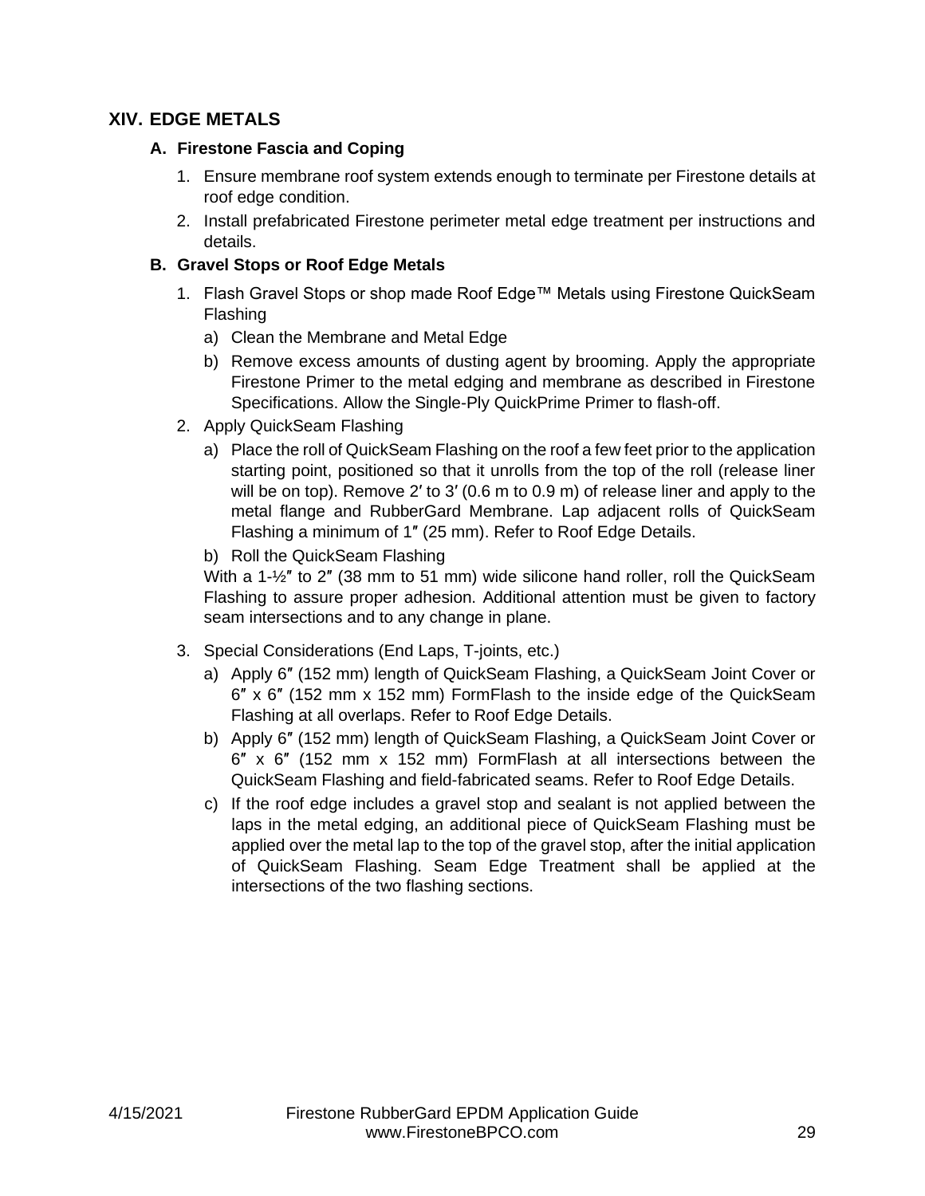## XIV. EDGE METALS

### A. Firestone Fascia and Coping

1. Ensure membrane roof system extends enough to terminate per Firestone details at roof edge condition.
2. Install prefabricated Firestone perimeter metal edge treatment per instructions and details.

### B. Gravel Stops or Roof Edge Metals

1. Flash Gravel Stops or shop made Roof Edge™ Metals using Firestone QuickSeam Flashing
   a) Clean the Membrane and Metal Edge
   b) Remove excess amounts of dusting agent by brooming. Apply the appropriate Firestone Primer to the metal edging and membrane as described in Firestone Specifications. Allow the Single-Ply QuickPrime Primer to flash-off.
2. Apply QuickSeam Flashing
   a) Place the roll of QuickSeam Flashing on the roof a few feet prior to the application starting point, positioned so that it unrolls from the top of the roll (release liner will be on top). Remove 2′ to 3′ (0.6 m to 0.9 m) of release liner and apply to the metal flange and RubberGard Membrane. Lap adjacent rolls of QuickSeam Flashing a minimum of 1″ (25 mm). Refer to Roof Edge Details.
   b) Roll the QuickSeam Flashing
   With a 1-½″ to 2″ (38 mm to 51 mm) wide silicone hand roller, roll the QuickSeam Flashing to assure proper adhesion. Additional attention must be given to factory seam intersections and to any change in plane.
3. Special Considerations (End Laps, T-joints, etc.)
   a) Apply 6″ (152 mm) length of QuickSeam Flashing, a QuickSeam Joint Cover or 6″ x 6″ (152 mm x 152 mm) FormFlash to the inside edge of the QuickSeam Flashing at all overlaps. Refer to Roof Edge Details.
   b) Apply 6″ (152 mm) length of QuickSeam Flashing, a QuickSeam Joint Cover or 6″ x 6″ (152 mm x 152 mm) FormFlash at all intersections between the QuickSeam Flashing and field-fabricated seams. Refer to Roof Edge Details.
   c) If the roof edge includes a gravel stop and sealant is not applied between the laps in the metal edging, an additional piece of QuickSeam Flashing must be applied over the metal lap to the top of the gravel stop, after the initial application of QuickSeam Flashing. Seam Edge Treatment shall be applied at the intersections of the two flashing sections.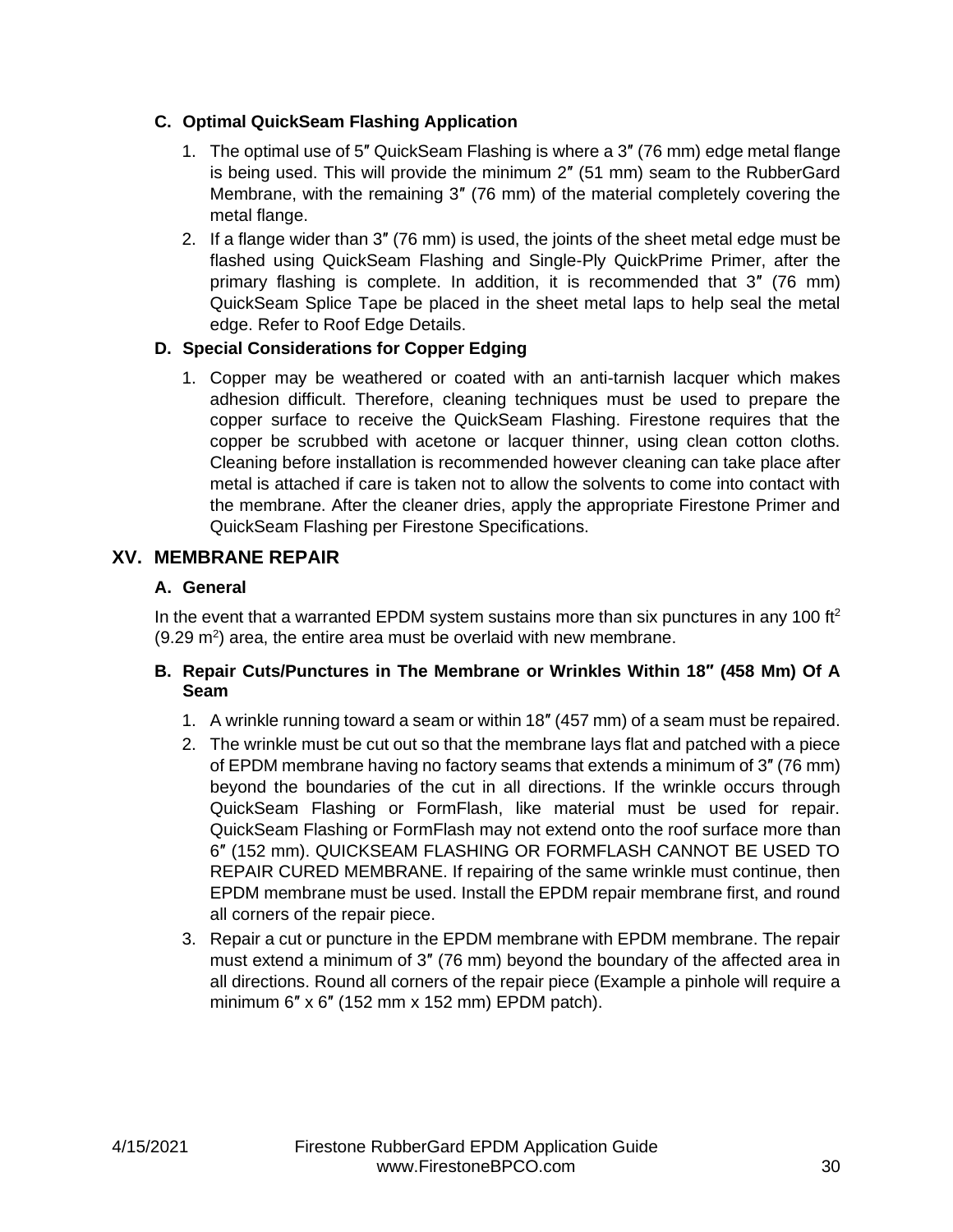### C. Optimal QuickSeam Flashing Application

1. The optimal use of 5″ QuickSeam Flashing is where a 3″ (76 mm) edge metal flange is being used. This will provide the minimum 2″ (51 mm) seam to the RubberGard Membrane, with the remaining 3″ (76 mm) of the material completely covering the metal flange.
2. If a flange wider than 3″ (76 mm) is used, the joints of the sheet metal edge must be flashed using QuickSeam Flashing and Single-Ply QuickPrime Primer, after the primary flashing is complete. In addition, it is recommended that 3″ (76 mm) QuickSeam Splice Tape be placed in the sheet metal laps to help seal the metal edge. Refer to Roof Edge Details.

### D. Special Considerations for Copper Edging

1. Copper may be weathered or coated with an anti-tarnish lacquer which makes adhesion difficult. Therefore, cleaning techniques must be used to prepare the copper surface to receive the QuickSeam Flashing. Firestone requires that the copper be scrubbed with acetone or lacquer thinner, using clean cotton cloths. Cleaning before installation is recommended however cleaning can take place after metal is attached if care is taken not to allow the solvents to come into contact with the membrane. After the cleaner dries, apply the appropriate Firestone Primer and QuickSeam Flashing per Firestone Specifications.

## XV. MEMBRANE REPAIR

### A. General

In the event that a warranted EPDM system sustains more than six punctures in any 100 $ft^2$ (9.29 $m^2$) area, the entire area must be overlaid with new membrane.

### B. Repair Cuts/Punctures in The Membrane or Wrinkles Within 18″ (458 Mm) Of A Seam

1. A wrinkle running toward a seam or within 18″ (457 mm) of a seam must be repaired.
2. The wrinkle must be cut out so that the membrane lays flat and patched with a piece of EPDM membrane having no factory seams that extends a minimum of 3″ (76 mm) beyond the boundaries of the cut in all directions. If the wrinkle occurs through QuickSeam Flashing or FormFlash, like material must be used for repair. QuickSeam Flashing or FormFlash may not extend onto the roof surface more than 6″ (152 mm). QUICKSEAM FLASHING OR FORMFLASH CANNOT BE USED TO REPAIR CURED MEMBRANE. If repairing of the same wrinkle must continue, then EPDM membrane must be used. Install the EPDM repair membrane first, and round all corners of the repair piece.
3. Repair a cut or puncture in the EPDM membrane with EPDM membrane. The repair must extend a minimum of 3″ (76 mm) beyond the boundary of the affected area in all directions. Round all corners of the repair piece (Example a pinhole will require a minimum 6″ x 6″ (152 mm x 152 mm) EPDM patch).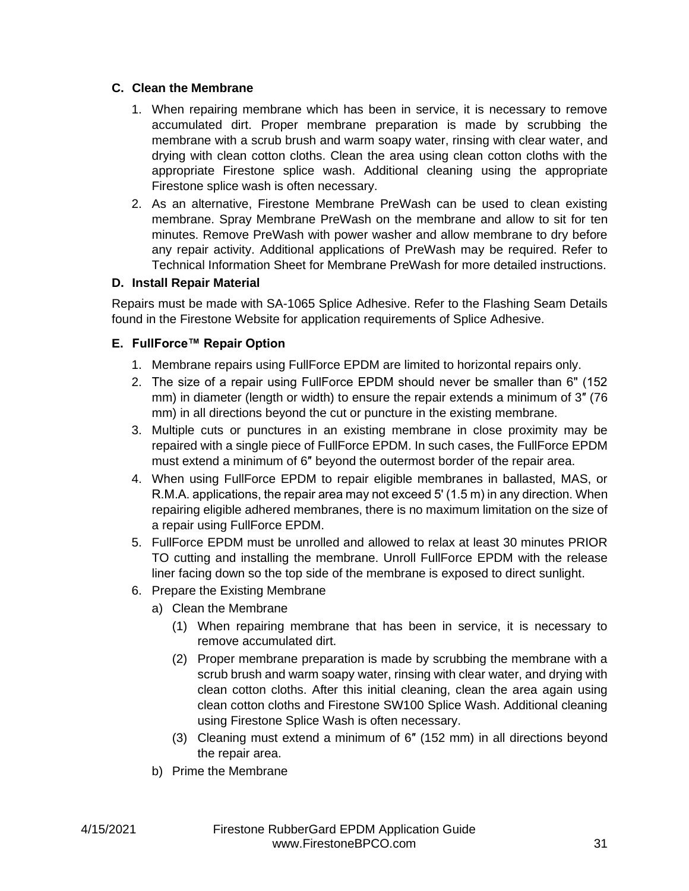### C. Clean the Membrane

1. When repairing membrane which has been in service, it is necessary to remove accumulated dirt. Proper membrane preparation is made by scrubbing the membrane with a scrub brush and warm soapy water, rinsing with clear water, and drying with clean cotton cloths. Clean the area using clean cotton cloths with the appropriate Firestone splice wash. Additional cleaning using the appropriate Firestone splice wash is often necessary.
2. As an alternative, Firestone Membrane PreWash can be used to clean existing membrane. Spray Membrane PreWash on the membrane and allow to sit for ten minutes. Remove PreWash with power washer and allow membrane to dry before any repair activity. Additional applications of PreWash may be required. Refer to Technical Information Sheet for Membrane PreWash for more detailed instructions.

### D. Install Repair Material

Repairs must be made with SA-1065 Splice Adhesive. Refer to the Flashing Seam Details found in the Firestone Website for application requirements of Splice Adhesive.

### E. FullForce™ Repair Option

1. Membrane repairs using FullForce EPDM are limited to horizontal repairs only.
2. The size of a repair using FullForce EPDM should never be smaller than 6" (152 mm) in diameter (length or width) to ensure the repair extends a minimum of 3″ (76 mm) in all directions beyond the cut or puncture in the existing membrane.
3. Multiple cuts or punctures in an existing membrane in close proximity may be repaired with a single piece of FullForce EPDM. In such cases, the FullForce EPDM must extend a minimum of 6″ beyond the outermost border of the repair area.
4. When using FullForce EPDM to repair eligible membranes in ballasted, MAS, or R.M.A. applications, the repair area may not exceed 5' (1.5 m) in any direction. When repairing eligible adhered membranes, there is no maximum limitation on the size of a repair using FullForce EPDM.
5. FullForce EPDM must be unrolled and allowed to relax at least 30 minutes PRIOR TO cutting and installing the membrane. Unroll FullForce EPDM with the release liner facing down so the top side of the membrane is exposed to direct sunlight.
6. Prepare the Existing Membrane
   a) Clean the Membrane
      (1) When repairing membrane that has been in service, it is necessary to remove accumulated dirt.
      (2) Proper membrane preparation is made by scrubbing the membrane with a scrub brush and warm soapy water, rinsing with clear water, and drying with clean cotton cloths. After this initial cleaning, clean the area again using clean cotton cloths and Firestone SW100 Splice Wash. Additional cleaning using Firestone Splice Wash is often necessary.
      (3) Cleaning must extend a minimum of 6″ (152 mm) in all directions beyond the repair area.
   b) Prime the Membrane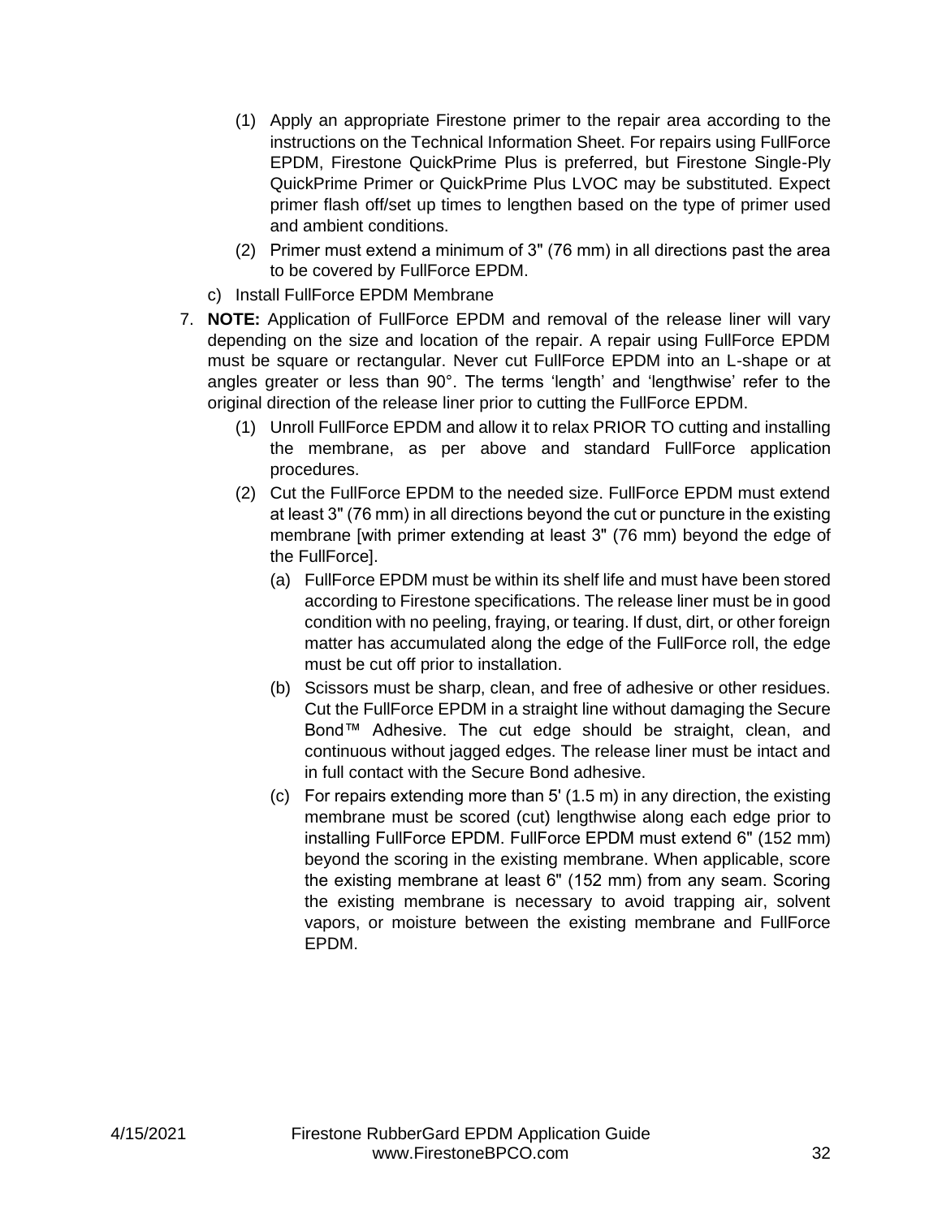(1) Apply an appropriate Firestone primer to the repair area according to the instructions on the Technical Information Sheet. For repairs using FullForce EPDM, Firestone QuickPrime Plus is preferred, but Firestone Single-Ply QuickPrime Primer or QuickPrime Plus LVOC may be substituted. Expect primer flash off/set up times to lengthen based on the type of primer used and ambient conditions.

(2) Primer must extend a minimum of 3" (76 mm) in all directions past the area to be covered by FullForce EPDM.

c) Install FullForce EPDM Membrane

7. **NOTE:** Application of FullForce EPDM and removal of the release liner will vary depending on the size and location of the repair. A repair using FullForce EPDM must be square or rectangular. Never cut FullForce EPDM into an L-shape or at angles greater or less than 90°. The terms 'length' and 'lengthwise' refer to the original direction of the release liner prior to cutting the FullForce EPDM.

   (1) Unroll FullForce EPDM and allow it to relax PRIOR TO cutting and installing the membrane, as per above and standard FullForce application procedures.

   (2) Cut the FullForce EPDM to the needed size. FullForce EPDM must extend at least 3" (76 mm) in all directions beyond the cut or puncture in the existing membrane [with primer extending at least 3" (76 mm) beyond the edge of the FullForce].

      (a) FullForce EPDM must be within its shelf life and must have been stored according to Firestone specifications. The release liner must be in good condition with no peeling, fraying, or tearing. If dust, dirt, or other foreign matter has accumulated along the edge of the FullForce roll, the edge must be cut off prior to installation.

      (b) Scissors must be sharp, clean, and free of adhesive or other residues. Cut the FullForce EPDM in a straight line without damaging the Secure Bond™ Adhesive. The cut edge should be straight, clean, and continuous without jagged edges. The release liner must be intact and in full contact with the Secure Bond adhesive.

      (c) For repairs extending more than 5' (1.5 m) in any direction, the existing membrane must be scored (cut) lengthwise along each edge prior to installing FullForce EPDM. FullForce EPDM must extend 6" (152 mm) beyond the scoring in the existing membrane. When applicable, score the existing membrane at least 6" (152 mm) from any seam. Scoring the existing membrane is necessary to avoid trapping air, solvent vapors, or moisture between the existing membrane and FullForce EPDM.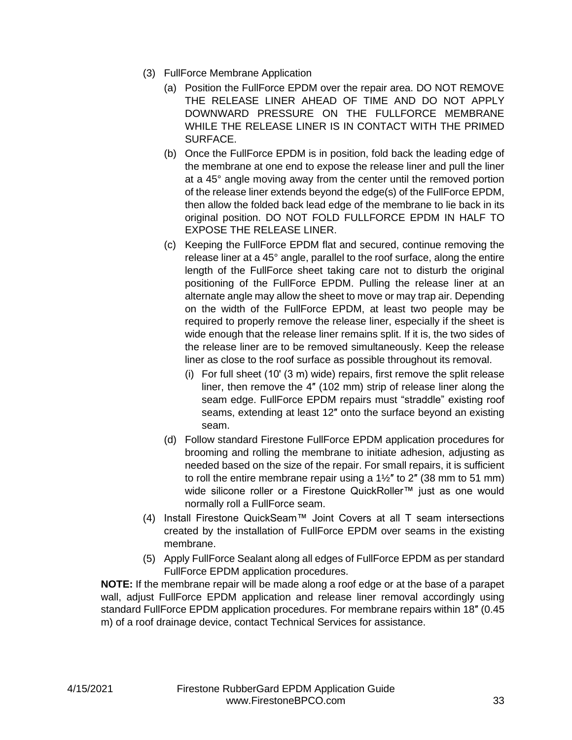(3) FullForce Membrane Application

   (a) Position the FullForce EPDM over the repair area. DO NOT REMOVE THE RELEASE LINER AHEAD OF TIME AND DO NOT APPLY DOWNWARD PRESSURE ON THE FULLFORCE MEMBRANE WHILE THE RELEASE LINER IS IN CONTACT WITH THE PRIMED SURFACE.

   (b) Once the FullForce EPDM is in position, fold back the leading edge of the membrane at one end to expose the release liner and pull the liner at a 45° angle moving away from the center until the removed portion of the release liner extends beyond the edge(s) of the FullForce EPDM, then allow the folded back lead edge of the membrane to lie back in its original position. DO NOT FOLD FULLFORCE EPDM IN HALF TO EXPOSE THE RELEASE LINER.

   (c) Keeping the FullForce EPDM flat and secured, continue removing the release liner at a 45° angle, parallel to the roof surface, along the entire length of the FullForce sheet taking care not to disturb the original positioning of the FullForce EPDM. Pulling the release liner at an alternate angle may allow the sheet to move or may trap air. Depending on the width of the FullForce EPDM, at least two people may be required to properly remove the release liner, especially if the sheet is wide enough that the release liner remains split. If it is, the two sides of the release liner are to be removed simultaneously. Keep the release liner as close to the roof surface as possible throughout its removal.

      (i) For full sheet (10' (3 m) wide) repairs, first remove the split release liner, then remove the 4″ (102 mm) strip of release liner along the seam edge. FullForce EPDM repairs must "straddle" existing roof seams, extending at least 12″ onto the surface beyond an existing seam.

   (d) Follow standard Firestone FullForce EPDM application procedures for brooming and rolling the membrane to initiate adhesion, adjusting as needed based on the size of the repair. For small repairs, it is sufficient to roll the entire membrane repair using a 1½″ to 2″ (38 mm to 51 mm) wide silicone roller or a Firestone QuickRoller™ just as one would normally roll a FullForce seam.

(4) Install Firestone QuickSeam™ Joint Covers at all T seam intersections created by the installation of FullForce EPDM over seams in the existing membrane.

(5) Apply FullForce Sealant along all edges of FullForce EPDM as per standard FullForce EPDM application procedures.

**NOTE:** If the membrane repair will be made along a roof edge or at the base of a parapet wall, adjust FullForce EPDM application and release liner removal accordingly using standard FullForce EPDM application procedures. For membrane repairs within 18″ (0.45 m) of a roof drainage device, contact Technical Services for assistance.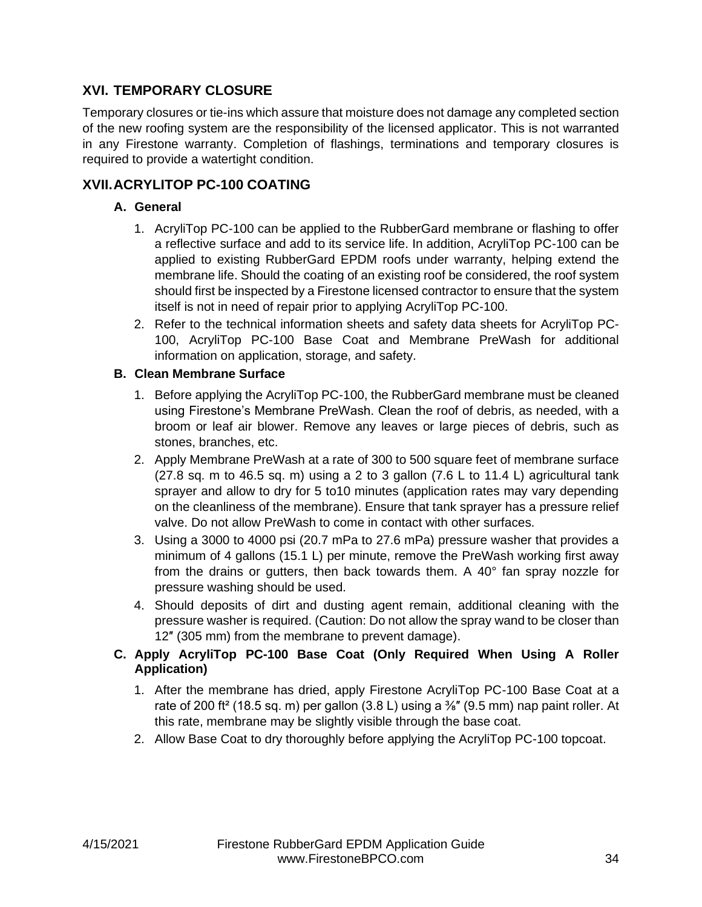## XVI. TEMPORARY CLOSURE

Temporary closures or tie-ins which assure that moisture does not damage any completed section of the new roofing system are the responsibility of the licensed applicator. This is not warranted in any Firestone warranty. Completion of flashings, terminations and temporary closures is required to provide a watertight condition.

## XVII. ACRYLITOP PC-100 COATING

### A. General

1. AcryliTop PC-100 can be applied to the RubberGard membrane or flashing to offer a reflective surface and add to its service life. In addition, AcryliTop PC-100 can be applied to existing RubberGard EPDM roofs under warranty, helping extend the membrane life. Should the coating of an existing roof be considered, the roof system should first be inspected by a Firestone licensed contractor to ensure that the system itself is not in need of repair prior to applying AcryliTop PC-100.
2. Refer to the technical information sheets and safety data sheets for AcryliTop PC-100, AcryliTop PC-100 Base Coat and Membrane PreWash for additional information on application, storage, and safety.

### B. Clean Membrane Surface

1. Before applying the AcryliTop PC-100, the RubberGard membrane must be cleaned using Firestone's Membrane PreWash. Clean the roof of debris, as needed, with a broom or leaf air blower. Remove any leaves or large pieces of debris, such as stones, branches, etc.
2. Apply Membrane PreWash at a rate of 300 to 500 square feet of membrane surface (27.8 sq. m to 46.5 sq. m) using a 2 to 3 gallon (7.6 L to 11.4 L) agricultural tank sprayer and allow to dry for 5 to10 minutes (application rates may vary depending on the cleanliness of the membrane). Ensure that tank sprayer has a pressure relief valve. Do not allow PreWash to come in contact with other surfaces.
3. Using a 3000 to 4000 psi (20.7 mPa to 27.6 mPa) pressure washer that provides a minimum of 4 gallons (15.1 L) per minute, remove the PreWash working first away from the drains or gutters, then back towards them. A 40° fan spray nozzle for pressure washing should be used.
4. Should deposits of dirt and dusting agent remain, additional cleaning with the pressure washer is required. (Caution: Do not allow the spray wand to be closer than 12″ (305 mm) from the membrane to prevent damage).

### C. Apply AcryliTop PC-100 Base Coat (Only Required When Using A Roller Application)

1. After the membrane has dried, apply Firestone AcryliTop PC-100 Base Coat at a rate of 200 ft² (18.5 sq. m) per gallon (3.8 L) using a ⅜″ (9.5 mm) nap paint roller. At this rate, membrane may be slightly visible through the base coat.
2. Allow Base Coat to dry thoroughly before applying the AcryliTop PC-100 topcoat.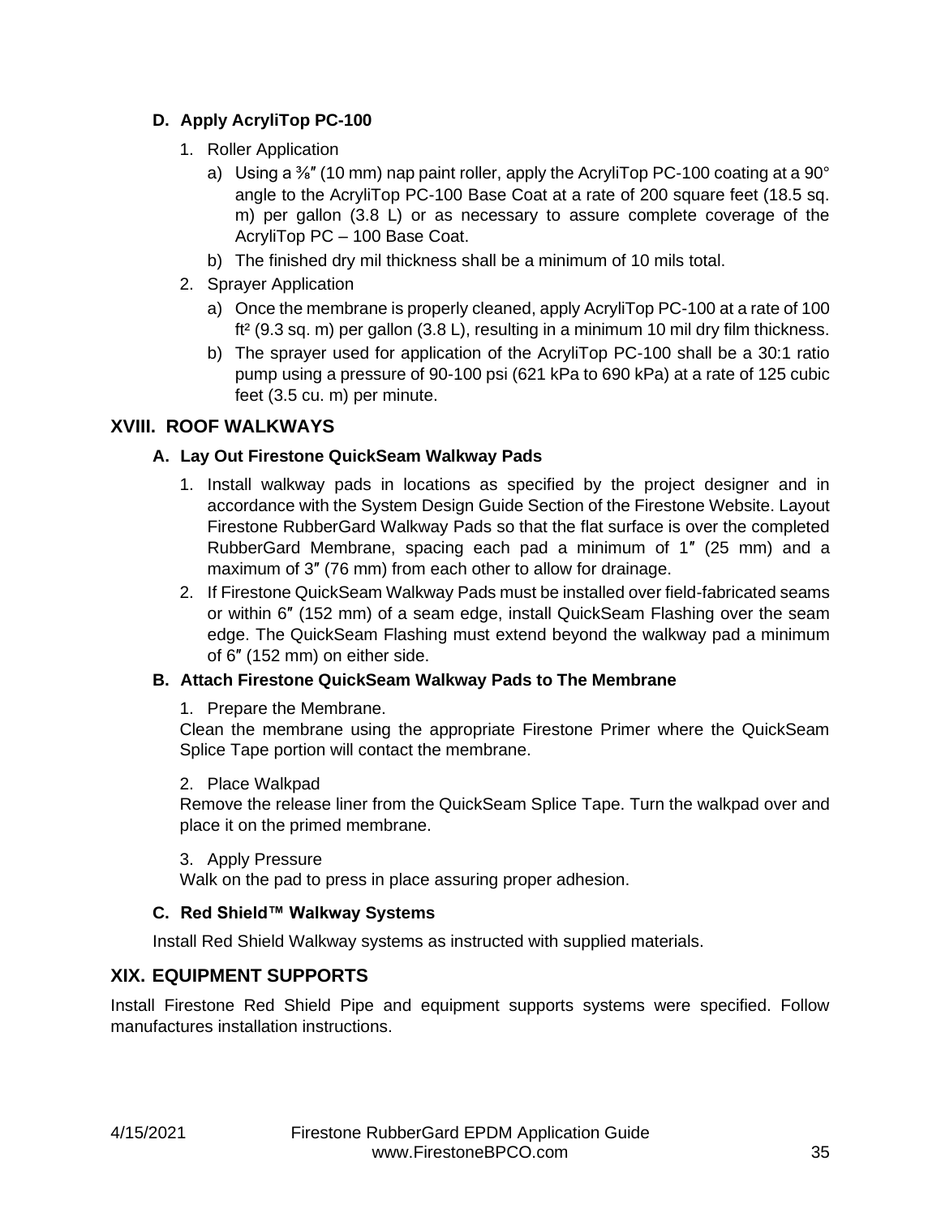### D. Apply AcryliTop PC-100

1. Roller Application
   a) Using a ⅜″ (10 mm) nap paint roller, apply the AcryliTop PC-100 coating at a 90° angle to the AcryliTop PC-100 Base Coat at a rate of 200 square feet (18.5 sq. m) per gallon (3.8 L) or as necessary to assure complete coverage of the AcryliTop PC – 100 Base Coat.
   b) The finished dry mil thickness shall be a minimum of 10 mils total.
2. Sprayer Application
   a) Once the membrane is properly cleaned, apply AcryliTop PC-100 at a rate of 100 ft² (9.3 sq. m) per gallon (3.8 L), resulting in a minimum 10 mil dry film thickness.
   b) The sprayer used for application of the AcryliTop PC-100 shall be a 30:1 ratio pump using a pressure of 90-100 psi (621 kPa to 690 kPa) at a rate of 125 cubic feet (3.5 cu. m) per minute.

## XVIII. ROOF WALKWAYS

### A. Lay Out Firestone QuickSeam Walkway Pads

1. Install walkway pads in locations as specified by the project designer and in accordance with the System Design Guide Section of the Firestone Website. Layout Firestone RubberGard Walkway Pads so that the flat surface is over the completed RubberGard Membrane, spacing each pad a minimum of 1″ (25 mm) and a maximum of 3″ (76 mm) from each other to allow for drainage.
2. If Firestone QuickSeam Walkway Pads must be installed over field-fabricated seams or within 6″ (152 mm) of a seam edge, install QuickSeam Flashing over the seam edge. The QuickSeam Flashing must extend beyond the walkway pad a minimum of 6″ (152 mm) on either side.

### B. Attach Firestone QuickSeam Walkway Pads to The Membrane

1. Prepare the Membrane.

Clean the membrane using the appropriate Firestone Primer where the QuickSeam Splice Tape portion will contact the membrane.

2. Place Walkpad

Remove the release liner from the QuickSeam Splice Tape. Turn the walkpad over and place it on the primed membrane.

3. Apply Pressure

Walk on the pad to press in place assuring proper adhesion.

### C. Red Shield™ Walkway Systems

Install Red Shield Walkway systems as instructed with supplied materials.

## XIX. EQUIPMENT SUPPORTS

Install Firestone Red Shield Pipe and equipment supports systems were specified. Follow manufactures installation instructions.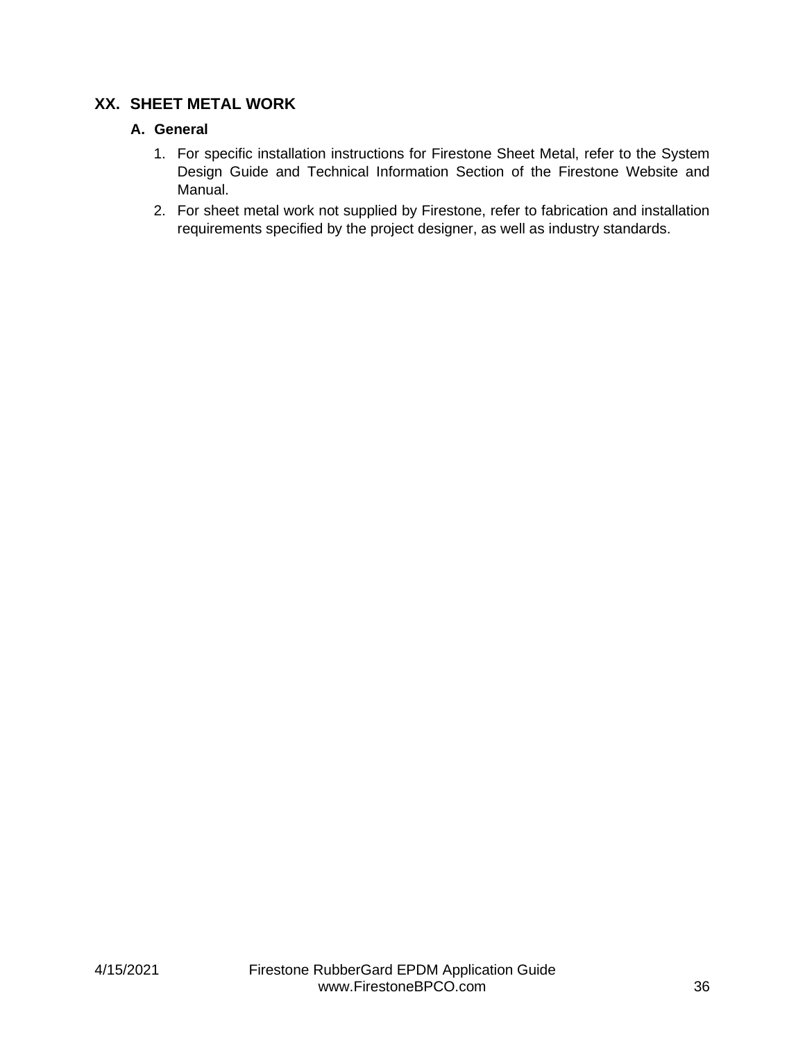## XX. SHEET METAL WORK

### A. General

1. For specific installation instructions for Firestone Sheet Metal, refer to the System Design Guide and Technical Information Section of the Firestone Website and Manual.
2. For sheet metal work not supplied by Firestone, refer to fabrication and installation requirements specified by the project designer, as well as industry standards.